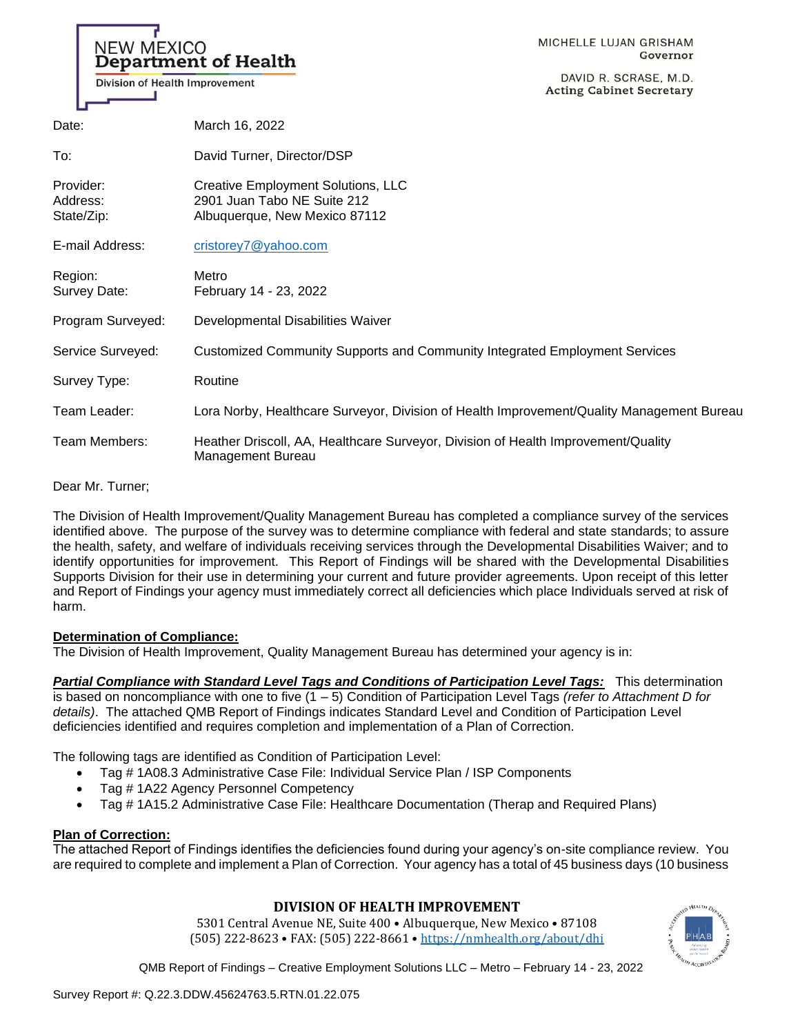NEW MEXICO
**Department of Health**
Division of Health Improvement

MICHELLE LUJAN GRISHAM
Governor

DAVID R. SCRASE, M.D.
Acting Cabinet Secretary

| | |
|---|---|
| Date: | March 16, 2022 |
| To: | David Turner, Director/DSP |
| Provider:<br>Address:<br>State/Zip: | Creative Employment Solutions, LLC<br>2901 Juan Tabo NE Suite 212<br>Albuquerque, New Mexico 87112 |
| E-mail Address: | cristorey7@yahoo.com |
| Region:<br>Survey Date: | Metro<br>February 14 - 23, 2022 |
| Program Surveyed: | Developmental Disabilities Waiver |
| Service Surveyed: | Customized Community Supports and Community Integrated Employment Services |
| Survey Type: | Routine |
| Team Leader: | Lora Norby, Healthcare Surveyor, Division of Health Improvement/Quality Management Bureau |
| Team Members: | Heather Driscoll, AA, Healthcare Surveyor, Division of Health Improvement/Quality Management Bureau |

Dear Mr. Turner;

The Division of Health Improvement/Quality Management Bureau has completed a compliance survey of the services identified above. The purpose of the survey was to determine compliance with federal and state standards; to assure the health, safety, and welfare of individuals receiving services through the Developmental Disabilities Waiver; and to identify opportunities for improvement. This Report of Findings will be shared with the Developmental Disabilities Supports Division for their use in determining your current and future provider agreements. Upon receipt of this letter and Report of Findings your agency must immediately correct all deficiencies which place Individuals served at risk of harm.

**Determination of Compliance:**
The Division of Health Improvement, Quality Management Bureau has determined your agency is in:

***Partial Compliance with Standard Level Tags and Conditions of Participation Level Tags:*** This determination is based on noncompliance with one to five (1 – 5) Condition of Participation Level Tags *(refer to Attachment D for details)*. The attached QMB Report of Findings indicates Standard Level and Condition of Participation Level deficiencies identified and requires completion and implementation of a Plan of Correction.

The following tags are identified as Condition of Participation Level:

- Tag # 1A08.3 Administrative Case File: Individual Service Plan / ISP Components
- Tag # 1A22 Agency Personnel Competency
- Tag # 1A15.2 Administrative Case File: Healthcare Documentation (Therap and Required Plans)

**Plan of Correction:**
The attached Report of Findings identifies the deficiencies found during your agency's on-site compliance review. You are required to complete and implement a Plan of Correction. Your agency has a total of 45 business days (10 business

**DIVISION OF HEALTH IMPROVEMENT**
5301 Central Avenue NE, Suite 400 • Albuquerque, New Mexico • 87108
(505) 222-8623 • FAX: (505) 222-8661 • https://nmhealth.org/about/dhi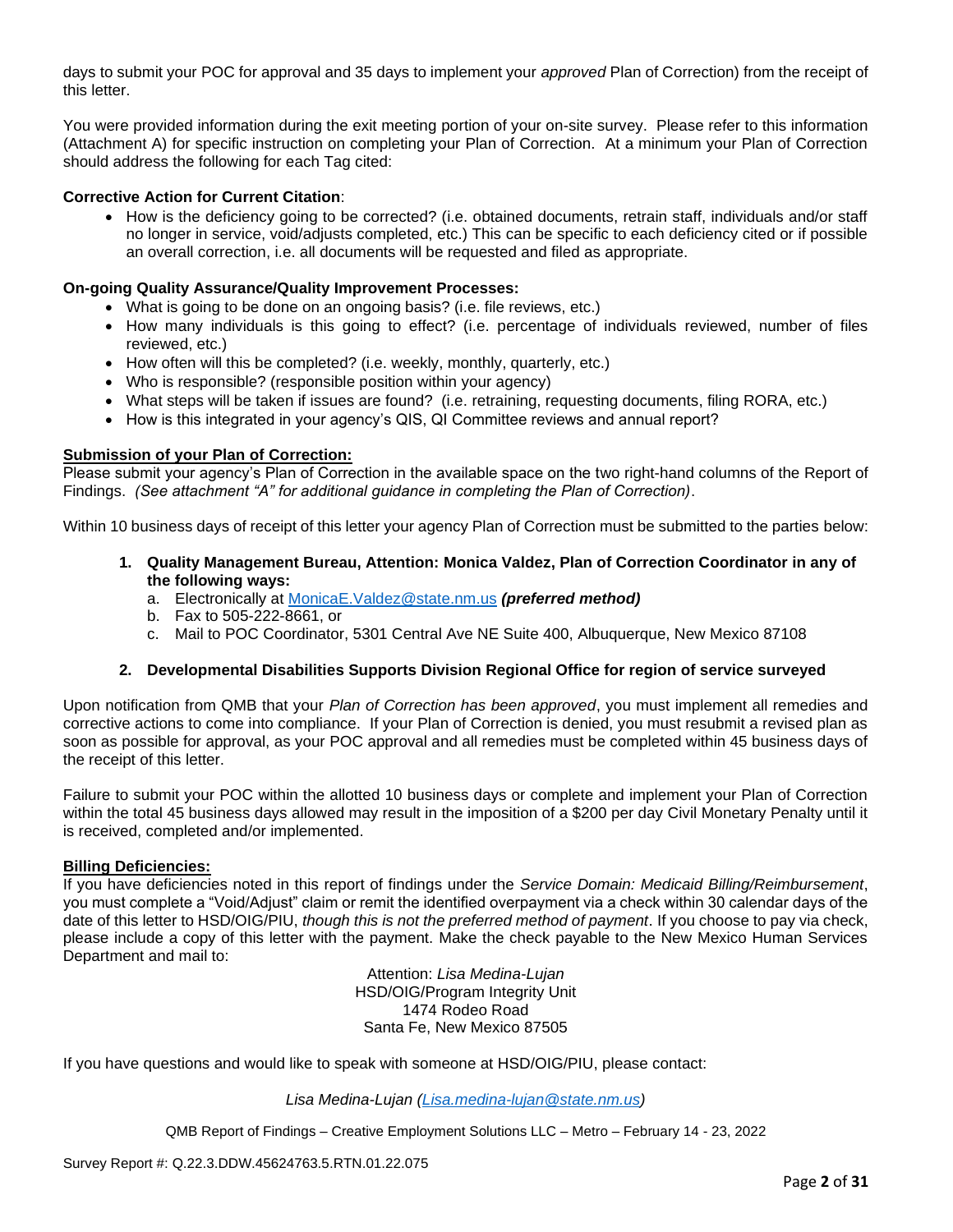days to submit your POC for approval and 35 days to implement your *approved* Plan of Correction) from the receipt of this letter.

You were provided information during the exit meeting portion of your on-site survey. Please refer to this information (Attachment A) for specific instruction on completing your Plan of Correction. At a minimum your Plan of Correction should address the following for each Tag cited:

**Corrective Action for Current Citation**:

- How is the deficiency going to be corrected? (i.e. obtained documents, retrain staff, individuals and/or staff no longer in service, void/adjusts completed, etc.) This can be specific to each deficiency cited or if possible an overall correction, i.e. all documents will be requested and filed as appropriate.

**On-going Quality Assurance/Quality Improvement Processes:**

- What is going to be done on an ongoing basis? (i.e. file reviews, etc.)
- How many individuals is this going to effect? (i.e. percentage of individuals reviewed, number of files reviewed, etc.)
- How often will this be completed? (i.e. weekly, monthly, quarterly, etc.)
- Who is responsible? (responsible position within your agency)
- What steps will be taken if issues are found? (i.e. retraining, requesting documents, filing RORA, etc.)
- How is this integrated in your agency's QIS, QI Committee reviews and annual report?

**Submission of your Plan of Correction:**

Please submit your agency's Plan of Correction in the available space on the two right-hand columns of the Report of Findings. *(See attachment "A" for additional guidance in completing the Plan of Correction)*.

Within 10 business days of receipt of this letter your agency Plan of Correction must be submitted to the parties below:

1. **Quality Management Bureau, Attention: Monica Valdez, Plan of Correction Coordinator in any of the following ways:**
   a. Electronically at MonicaE.Valdez@state.nm.us ***(preferred method)***
   b. Fax to 505-222-8661, or
   c. Mail to POC Coordinator, 5301 Central Ave NE Suite 400, Albuquerque, New Mexico 87108

2. **Developmental Disabilities Supports Division Regional Office for region of service surveyed**

Upon notification from QMB that your *Plan of Correction has been approved*, you must implement all remedies and corrective actions to come into compliance. If your Plan of Correction is denied, you must resubmit a revised plan as soon as possible for approval, as your POC approval and all remedies must be completed within 45 business days of the receipt of this letter.

Failure to submit your POC within the allotted 10 business days or complete and implement your Plan of Correction within the total 45 business days allowed may result in the imposition of a $200 per day Civil Monetary Penalty until it is received, completed and/or implemented.

**Billing Deficiencies:**

If you have deficiencies noted in this report of findings under the *Service Domain: Medicaid Billing/Reimbursement*, you must complete a "Void/Adjust" claim or remit the identified overpayment via a check within 30 calendar days of the date of this letter to HSD/OIG/PIU, *though this is not the preferred method of payment*. If you choose to pay via check, please include a copy of this letter with the payment. Make the check payable to the New Mexico Human Services Department and mail to:

Attention: *Lisa Medina-Lujan*
HSD/OIG/Program Integrity Unit
1474 Rodeo Road
Santa Fe, New Mexico 87505

If you have questions and would like to speak with someone at HSD/OIG/PIU, please contact:

*Lisa Medina-Lujan (Lisa.medina-lujan@state.nm.us)*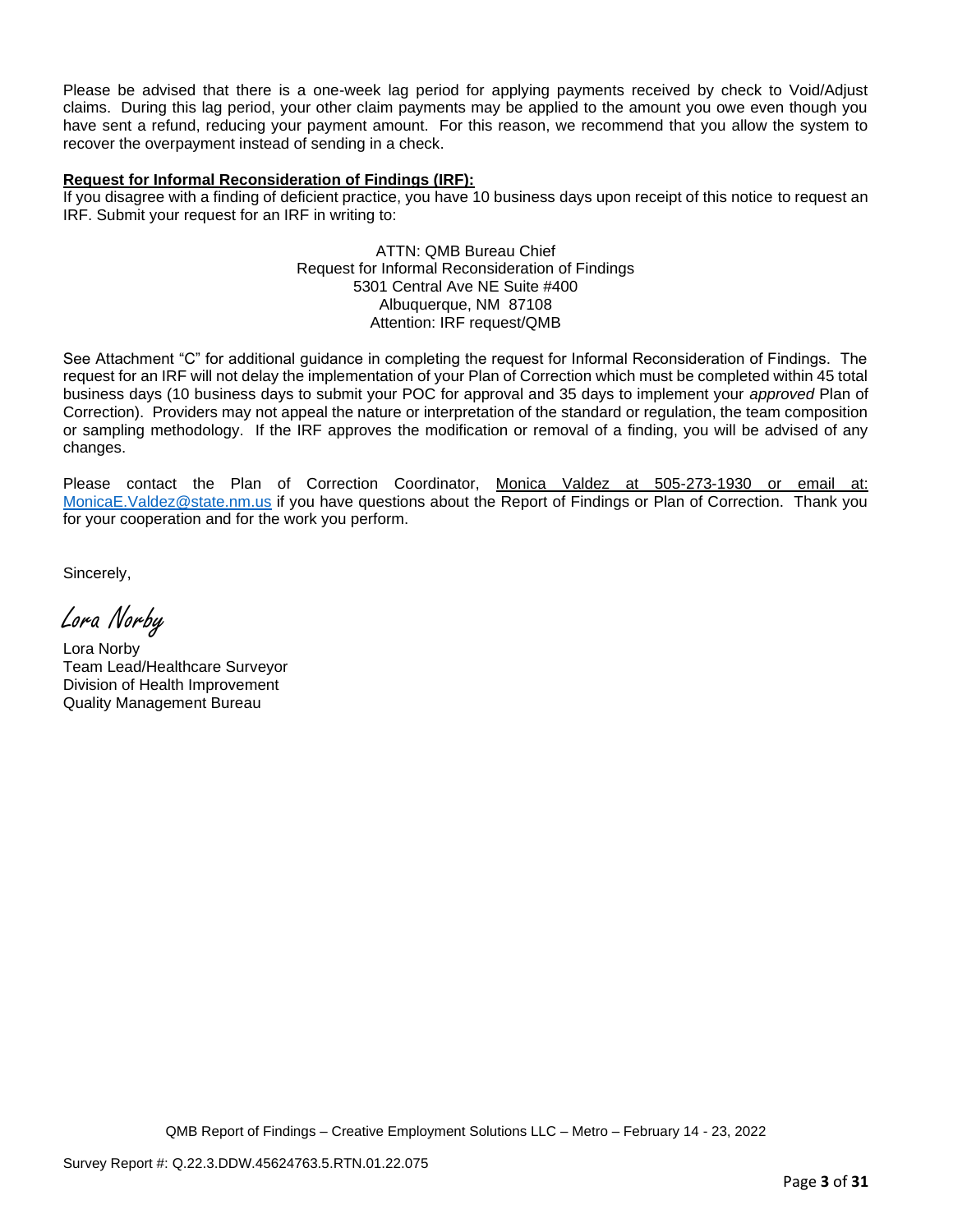Please be advised that there is a one-week lag period for applying payments received by check to Void/Adjust claims. During this lag period, your other claim payments may be applied to the amount you owe even though you have sent a refund, reducing your payment amount. For this reason, we recommend that you allow the system to recover the overpayment instead of sending in a check.

**Request for Informal Reconsideration of Findings (IRF):**

If you disagree with a finding of deficient practice, you have 10 business days upon receipt of this notice to request an IRF. Submit your request for an IRF in writing to:

ATTN: QMB Bureau Chief
Request for Informal Reconsideration of Findings
5301 Central Ave NE Suite #400
Albuquerque, NM 87108
Attention: IRF request/QMB

See Attachment "C" for additional guidance in completing the request for Informal Reconsideration of Findings. The request for an IRF will not delay the implementation of your Plan of Correction which must be completed within 45 total business days (10 business days to submit your POC for approval and 35 days to implement your *approved* Plan of Correction). Providers may not appeal the nature or interpretation of the standard or regulation, the team composition or sampling methodology. If the IRF approves the modification or removal of a finding, you will be advised of any changes.

Please contact the Plan of Correction Coordinator, Monica Valdez at 505-273-1930 or email at: MonicaE.Valdez@state.nm.us if you have questions about the Report of Findings or Plan of Correction. Thank you for your cooperation and for the work you perform.

Sincerely,

*Lora Norby*

Lora Norby
Team Lead/Healthcare Surveyor
Division of Health Improvement
Quality Management Bureau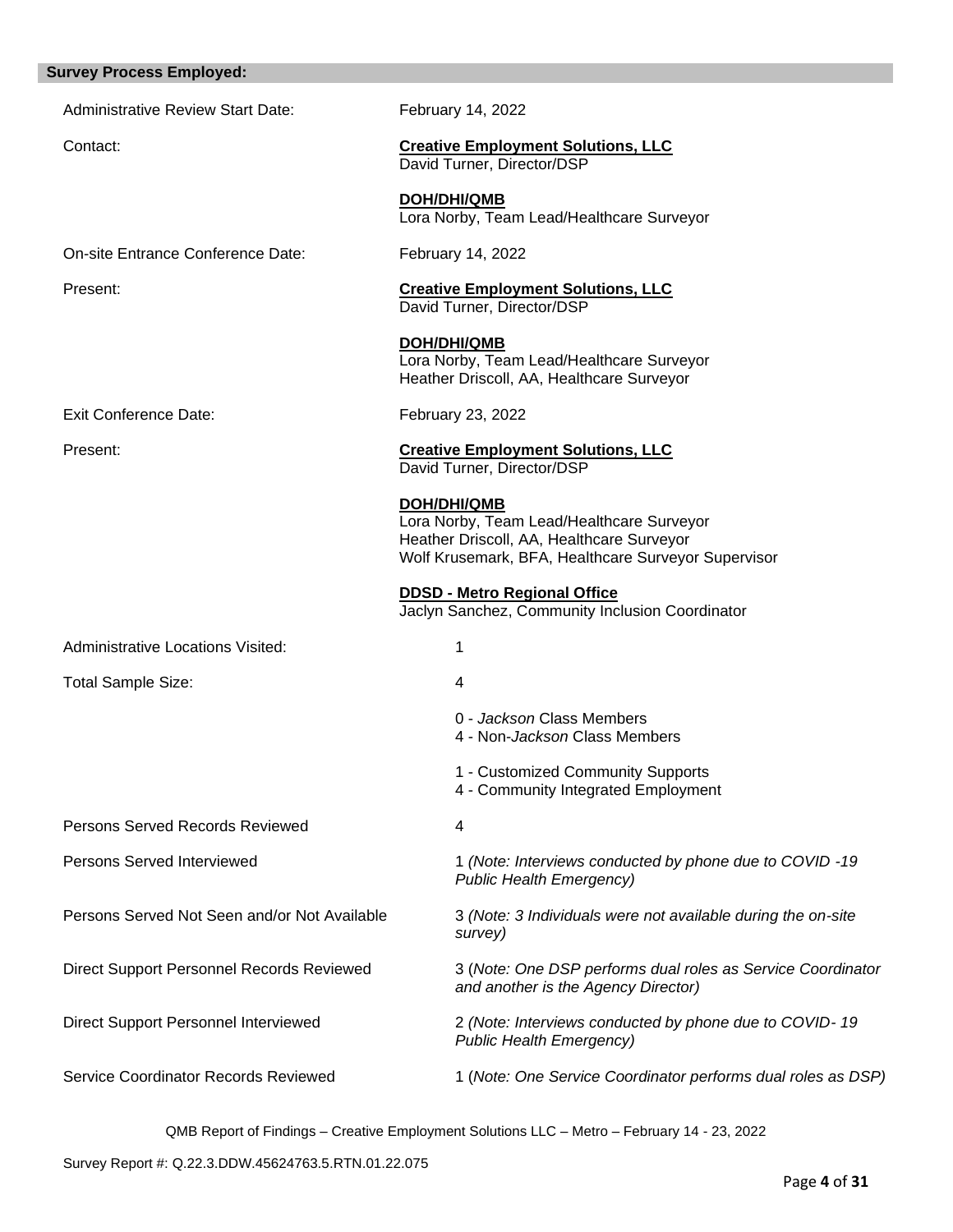## Survey Process Employed:

| | |
|---|---|
| Administrative Review Start Date: | February 14, 2022 |
| Contact: | **Creative Employment Solutions, LLC**<br>David Turner, Director/DSP<br><br>**DOH/DHI/QMB**<br>Lora Norby, Team Lead/Healthcare Surveyor |
| On-site Entrance Conference Date: | February 14, 2022 |
| Present: | **Creative Employment Solutions, LLC**<br>David Turner, Director/DSP<br><br>**DOH/DHI/QMB**<br>Lora Norby, Team Lead/Healthcare Surveyor<br>Heather Driscoll, AA, Healthcare Surveyor |
| Exit Conference Date: | February 23, 2022 |
| Present: | **Creative Employment Solutions, LLC**<br>David Turner, Director/DSP<br><br>**DOH/DHI/QMB**<br>Lora Norby, Team Lead/Healthcare Surveyor<br>Heather Driscoll, AA, Healthcare Surveyor<br>Wolf Krusemark, BFA, Healthcare Surveyor Supervisor<br><br>**DDSD - Metro Regional Office**<br>Jaclyn Sanchez, Community Inclusion Coordinator |
| Administrative Locations Visited: | 1 |
| Total Sample Size: | 4<br><br>0 - *Jackson* Class Members<br>4 - Non-*Jackson* Class Members<br><br>1 - Customized Community Supports<br>4 - Community Integrated Employment |
| Persons Served Records Reviewed | 4 |
| Persons Served Interviewed | 1 *(Note: Interviews conducted by phone due to COVID -19 Public Health Emergency)* |
| Persons Served Not Seen and/or Not Available | 3 *(Note: 3 Individuals were not available during the on-site survey)* |
| Direct Support Personnel Records Reviewed | 3 (*Note: One DSP performs dual roles as Service Coordinator and another is the Agency Director)* |
| Direct Support Personnel Interviewed | 2 *(Note: Interviews conducted by phone due to COVID- 19 Public Health Emergency)* |
| Service Coordinator Records Reviewed | 1 (*Note: One Service Coordinator performs dual roles as DSP)* |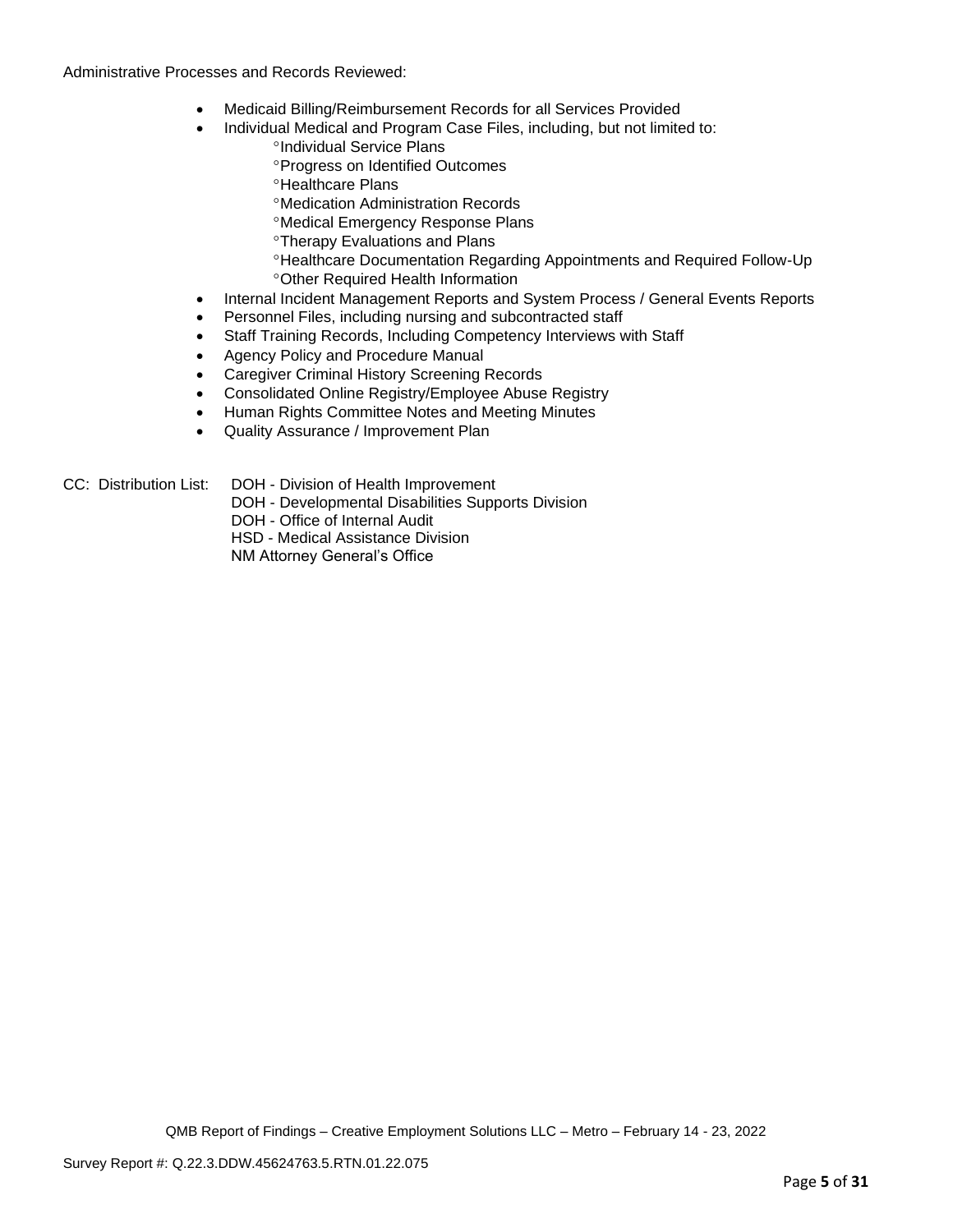Administrative Processes and Records Reviewed:

- Medicaid Billing/Reimbursement Records for all Services Provided
- Individual Medical and Program Case Files, including, but not limited to:
    - °Individual Service Plans
    - °Progress on Identified Outcomes
    - °Healthcare Plans
    - °Medication Administration Records
    - °Medical Emergency Response Plans
    - °Therapy Evaluations and Plans
    - °Healthcare Documentation Regarding Appointments and Required Follow-Up
    - °Other Required Health Information
- Internal Incident Management Reports and System Process / General Events Reports
- Personnel Files, including nursing and subcontracted staff
- Staff Training Records, Including Competency Interviews with Staff
- Agency Policy and Procedure Manual
- Caregiver Criminal History Screening Records
- Consolidated Online Registry/Employee Abuse Registry
- Human Rights Committee Notes and Meeting Minutes
- Quality Assurance / Improvement Plan

CC: Distribution List: DOH - Division of Health Improvement
DOH - Developmental Disabilities Supports Division
DOH - Office of Internal Audit
HSD - Medical Assistance Division
NM Attorney General's Office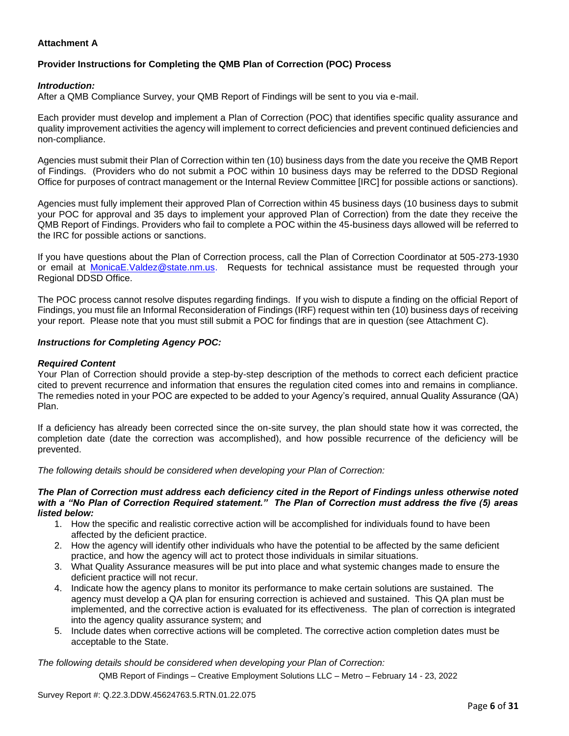**Attachment A**

**Provider Instructions for Completing the QMB Plan of Correction (POC) Process**

***Introduction:***
After a QMB Compliance Survey, your QMB Report of Findings will be sent to you via e-mail.

Each provider must develop and implement a Plan of Correction (POC) that identifies specific quality assurance and quality improvement activities the agency will implement to correct deficiencies and prevent continued deficiencies and non-compliance.

Agencies must submit their Plan of Correction within ten (10) business days from the date you receive the QMB Report of Findings. (Providers who do not submit a POC within 10 business days may be referred to the DDSD Regional Office for purposes of contract management or the Internal Review Committee [IRC] for possible actions or sanctions).

Agencies must fully implement their approved Plan of Correction within 45 business days (10 business days to submit your POC for approval and 35 days to implement your approved Plan of Correction) from the date they receive the QMB Report of Findings. Providers who fail to complete a POC within the 45-business days allowed will be referred to the IRC for possible actions or sanctions.

If you have questions about the Plan of Correction process, call the Plan of Correction Coordinator at 505-273-1930 or email at MonicaE.Valdez@state.nm.us. Requests for technical assistance must be requested through your Regional DDSD Office.

The POC process cannot resolve disputes regarding findings. If you wish to dispute a finding on the official Report of Findings, you must file an Informal Reconsideration of Findings (IRF) request within ten (10) business days of receiving your report. Please note that you must still submit a POC for findings that are in question (see Attachment C).

***Instructions for Completing Agency POC:***

***Required Content***
Your Plan of Correction should provide a step-by-step description of the methods to correct each deficient practice cited to prevent recurrence and information that ensures the regulation cited comes into and remains in compliance. The remedies noted in your POC are expected to be added to your Agency's required, annual Quality Assurance (QA) Plan.

If a deficiency has already been corrected since the on-site survey, the plan should state how it was corrected, the completion date (date the correction was accomplished), and how possible recurrence of the deficiency will be prevented.

*The following details should be considered when developing your Plan of Correction:*

***The Plan of Correction must address each deficiency cited in the Report of Findings unless otherwise noted with a "No Plan of Correction Required statement." The Plan of Correction must address the five (5) areas listed below:***

1. How the specific and realistic corrective action will be accomplished for individuals found to have been affected by the deficient practice.
2. How the agency will identify other individuals who have the potential to be affected by the same deficient practice, and how the agency will act to protect those individuals in similar situations.
3. What Quality Assurance measures will be put into place and what systemic changes made to ensure the deficient practice will not recur.
4. Indicate how the agency plans to monitor its performance to make certain solutions are sustained. The agency must develop a QA plan for ensuring correction is achieved and sustained. This QA plan must be implemented, and the corrective action is evaluated for its effectiveness. The plan of correction is integrated into the agency quality assurance system; and
5. Include dates when corrective actions will be completed. The corrective action completion dates must be acceptable to the State.

*The following details should be considered when developing your Plan of Correction:*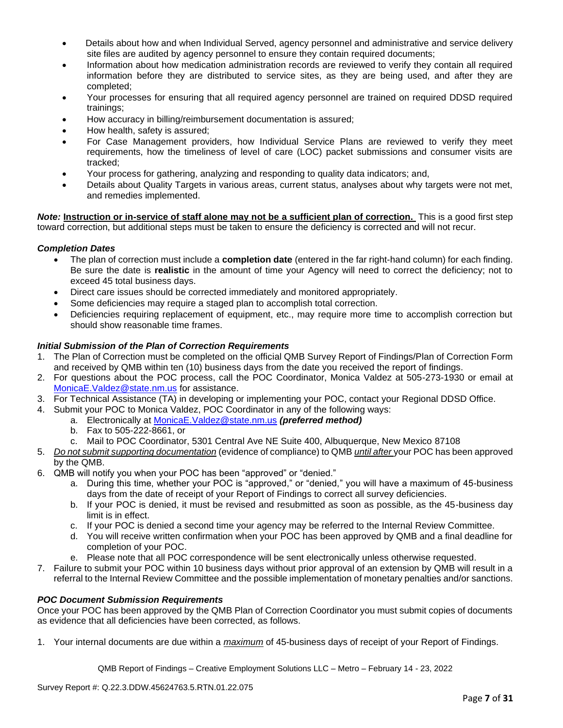- Details about how and when Individual Served, agency personnel and administrative and service delivery site files are audited by agency personnel to ensure they contain required documents;
- Information about how medication administration records are reviewed to verify they contain all required information before they are distributed to service sites, as they are being used, and after they are completed;
- Your processes for ensuring that all required agency personnel are trained on required DDSD required trainings;
- How accuracy in billing/reimbursement documentation is assured;
- How health, safety is assured;
- For Case Management providers, how Individual Service Plans are reviewed to verify they meet requirements, how the timeliness of level of care (LOC) packet submissions and consumer visits are tracked;
- Your process for gathering, analyzing and responding to quality data indicators; and,
- Details about Quality Targets in various areas, current status, analyses about why targets were not met, and remedies implemented.

***Note:*** **Instruction or in-service of staff alone may not be a sufficient plan of correction.** This is a good first step toward correction, but additional steps must be taken to ensure the deficiency is corrected and will not recur.

### *Completion Dates*

- The plan of correction must include a **completion date** (entered in the far right-hand column) for each finding. Be sure the date is **realistic** in the amount of time your Agency will need to correct the deficiency; not to exceed 45 total business days.
- Direct care issues should be corrected immediately and monitored appropriately.
- Some deficiencies may require a staged plan to accomplish total correction.
- Deficiencies requiring replacement of equipment, etc., may require more time to accomplish correction but should show reasonable time frames.

### *Initial Submission of the Plan of Correction Requirements*

1. The Plan of Correction must be completed on the official QMB Survey Report of Findings/Plan of Correction Form and received by QMB within ten (10) business days from the date you received the report of findings.
2. For questions about the POC process, call the POC Coordinator, Monica Valdez at 505-273-1930 or email at MonicaE.Valdez@state.nm.us for assistance.
3. For Technical Assistance (TA) in developing or implementing your POC, contact your Regional DDSD Office.
4. Submit your POC to Monica Valdez, POC Coordinator in any of the following ways:
   a. Electronically at MonicaE.Valdez@state.nm.us ***(preferred method)***
   b. Fax to 505-222-8661, or
   c. Mail to POC Coordinator, 5301 Central Ave NE Suite 400, Albuquerque, New Mexico 87108
5. *Do not submit supporting documentation* (evidence of compliance) to QMB *until after* your POC has been approved by the QMB.
6. QMB will notify you when your POC has been "approved" or "denied."
   a. During this time, whether your POC is "approved," or "denied," you will have a maximum of 45-business days from the date of receipt of your Report of Findings to correct all survey deficiencies.
   b. If your POC is denied, it must be revised and resubmitted as soon as possible, as the 45-business day limit is in effect.
   c. If your POC is denied a second time your agency may be referred to the Internal Review Committee.
   d. You will receive written confirmation when your POC has been approved by QMB and a final deadline for completion of your POC.
   e. Please note that all POC correspondence will be sent electronically unless otherwise requested.
7. Failure to submit your POC within 10 business days without prior approval of an extension by QMB will result in a referral to the Internal Review Committee and the possible implementation of monetary penalties and/or sanctions.

### *POC Document Submission Requirements*

Once your POC has been approved by the QMB Plan of Correction Coordinator you must submit copies of documents as evidence that all deficiencies have been corrected, as follows.

1. Your internal documents are due within a *maximum* of 45-business days of receipt of your Report of Findings.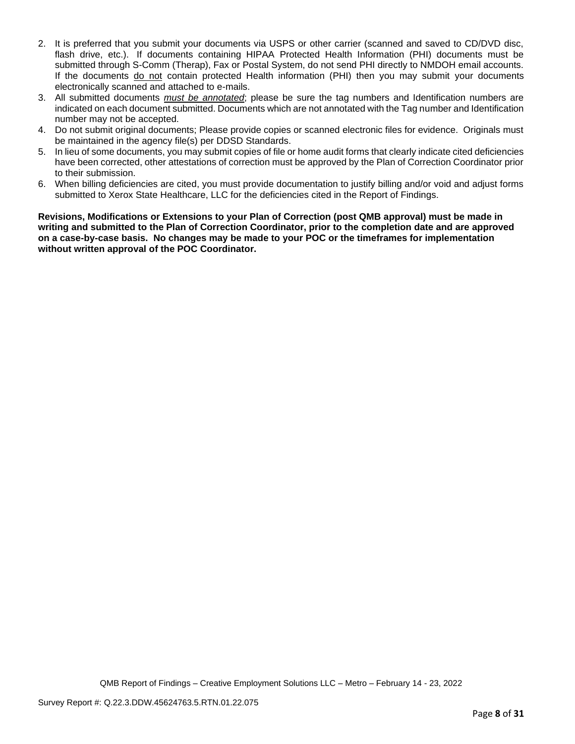2. It is preferred that you submit your documents via USPS or other carrier (scanned and saved to CD/DVD disc, flash drive, etc.). If documents containing HIPAA Protected Health Information (PHI) documents must be submitted through S-Comm (Therap), Fax or Postal System, do not send PHI directly to NMDOH email accounts. If the documents do not contain protected Health information (PHI) then you may submit your documents electronically scanned and attached to e-mails.
3. All submitted documents ***must be annotated***; please be sure the tag numbers and Identification numbers are indicated on each document submitted. Documents which are not annotated with the Tag number and Identification number may not be accepted.
4. Do not submit original documents; Please provide copies or scanned electronic files for evidence. Originals must be maintained in the agency file(s) per DDSD Standards.
5. In lieu of some documents, you may submit copies of file or home audit forms that clearly indicate cited deficiencies have been corrected, other attestations of correction must be approved by the Plan of Correction Coordinator prior to their submission.
6. When billing deficiencies are cited, you must provide documentation to justify billing and/or void and adjust forms submitted to Xerox State Healthcare, LLC for the deficiencies cited in the Report of Findings.

**Revisions, Modifications or Extensions to your Plan of Correction (post QMB approval) must be made in writing and submitted to the Plan of Correction Coordinator, prior to the completion date and are approved on a case-by-case basis. No changes may be made to your POC or the timeframes for implementation without written approval of the POC Coordinator.**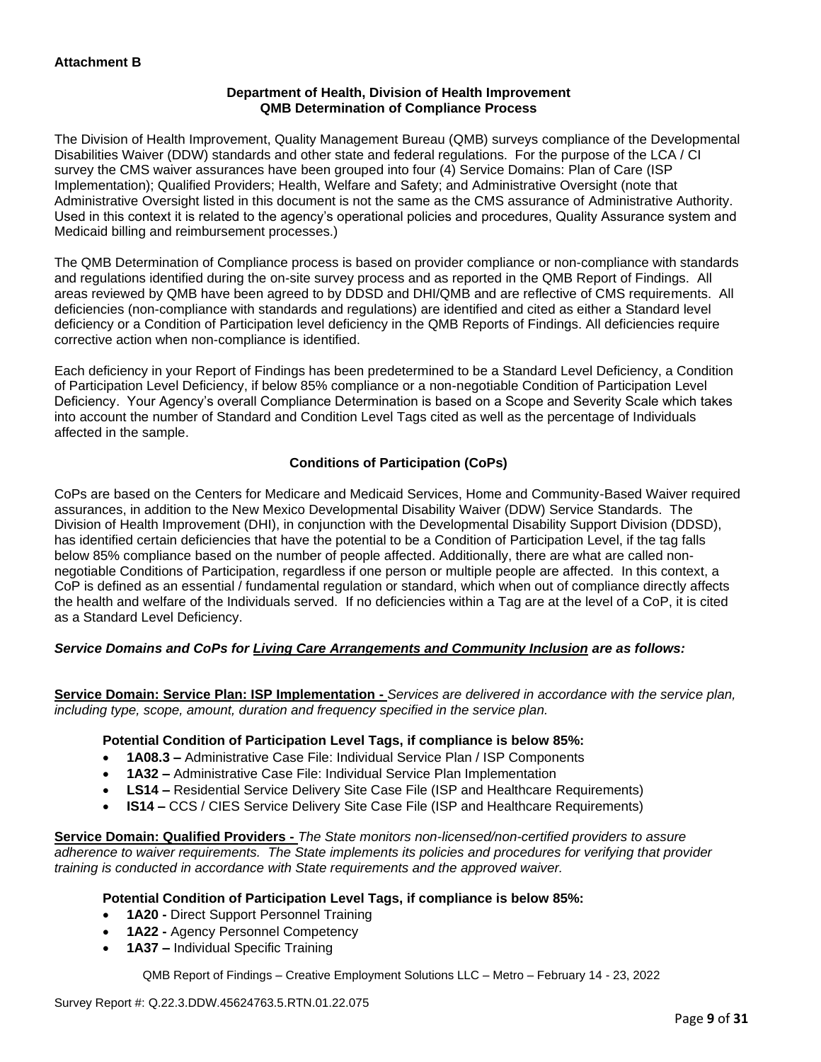**Attachment B**

**Department of Health, Division of Health Improvement**
**QMB Determination of Compliance Process**

The Division of Health Improvement, Quality Management Bureau (QMB) surveys compliance of the Developmental Disabilities Waiver (DDW) standards and other state and federal regulations. For the purpose of the LCA / CI survey the CMS waiver assurances have been grouped into four (4) Service Domains: Plan of Care (ISP Implementation); Qualified Providers; Health, Welfare and Safety; and Administrative Oversight (note that Administrative Oversight listed in this document is not the same as the CMS assurance of Administrative Authority. Used in this context it is related to the agency's operational policies and procedures, Quality Assurance system and Medicaid billing and reimbursement processes.)

The QMB Determination of Compliance process is based on provider compliance or non-compliance with standards and regulations identified during the on-site survey process and as reported in the QMB Report of Findings. All areas reviewed by QMB have been agreed to by DDSD and DHI/QMB and are reflective of CMS requirements. All deficiencies (non-compliance with standards and regulations) are identified and cited as either a Standard level deficiency or a Condition of Participation level deficiency in the QMB Reports of Findings. All deficiencies require corrective action when non-compliance is identified.

Each deficiency in your Report of Findings has been predetermined to be a Standard Level Deficiency, a Condition of Participation Level Deficiency, if below 85% compliance or a non-negotiable Condition of Participation Level Deficiency. Your Agency's overall Compliance Determination is based on a Scope and Severity Scale which takes into account the number of Standard and Condition Level Tags cited as well as the percentage of Individuals affected in the sample.

**Conditions of Participation (CoPs)**

CoPs are based on the Centers for Medicare and Medicaid Services, Home and Community-Based Waiver required assurances, in addition to the New Mexico Developmental Disability Waiver (DDW) Service Standards. The Division of Health Improvement (DHI), in conjunction with the Developmental Disability Support Division (DDSD), has identified certain deficiencies that have the potential to be a Condition of Participation Level, if the tag falls below 85% compliance based on the number of people affected. Additionally, there are what are called non-negotiable Conditions of Participation, regardless if one person or multiple people are affected. In this context, a CoP is defined as an essential / fundamental regulation or standard, which when out of compliance directly affects the health and welfare of the Individuals served. If no deficiencies within a Tag are at the level of a CoP, it is cited as a Standard Level Deficiency.

***Service Domains and CoPs for Living Care Arrangements and Community Inclusion are as follows:***

**Service Domain: Service Plan: ISP Implementation -** *Services are delivered in accordance with the service plan, including type, scope, amount, duration and frequency specified in the service plan.*

**Potential Condition of Participation Level Tags, if compliance is below 85%:**

- **1A08.3 –** Administrative Case File: Individual Service Plan / ISP Components
- **1A32 –** Administrative Case File: Individual Service Plan Implementation
- **LS14 –** Residential Service Delivery Site Case File (ISP and Healthcare Requirements)
- **IS14 –** CCS / CIES Service Delivery Site Case File (ISP and Healthcare Requirements)

**Service Domain: Qualified Providers -** *The State monitors non-licensed/non-certified providers to assure adherence to waiver requirements. The State implements its policies and procedures for verifying that provider training is conducted in accordance with State requirements and the approved waiver.*

**Potential Condition of Participation Level Tags, if compliance is below 85%:**

- **1A20 -** Direct Support Personnel Training
- **1A22 -** Agency Personnel Competency
- **1A37 –** Individual Specific Training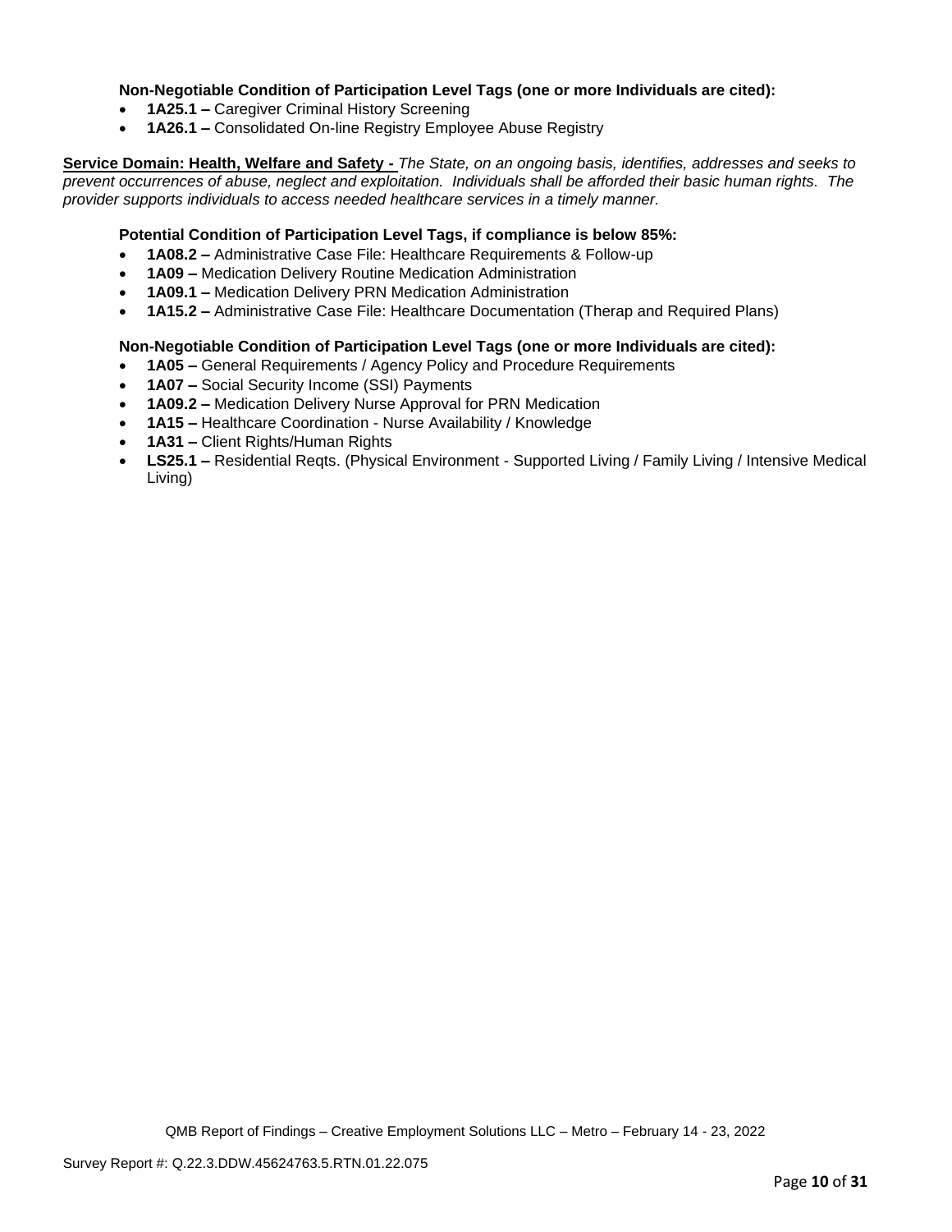**Non-Negotiable Condition of Participation Level Tags (one or more Individuals are cited):**

- **1A25.1 –** Caregiver Criminal History Screening
- **1A26.1 –** Consolidated On-line Registry Employee Abuse Registry

**Service Domain: Health, Welfare and Safety -** *The State, on an ongoing basis, identifies, addresses and seeks to prevent occurrences of abuse, neglect and exploitation. Individuals shall be afforded their basic human rights. The provider supports individuals to access needed healthcare services in a timely manner.*

**Potential Condition of Participation Level Tags, if compliance is below 85%:**

- **1A08.2 –** Administrative Case File: Healthcare Requirements & Follow-up
- **1A09 –** Medication Delivery Routine Medication Administration
- **1A09.1 –** Medication Delivery PRN Medication Administration
- **1A15.2 –** Administrative Case File: Healthcare Documentation (Therap and Required Plans)

**Non-Negotiable Condition of Participation Level Tags (one or more Individuals are cited):**

- **1A05 –** General Requirements / Agency Policy and Procedure Requirements
- **1A07 –** Social Security Income (SSI) Payments
- **1A09.2 –** Medication Delivery Nurse Approval for PRN Medication
- **1A15 –** Healthcare Coordination - Nurse Availability / Knowledge
- **1A31 –** Client Rights/Human Rights
- **LS25.1 –** Residential Reqts. (Physical Environment - Supported Living / Family Living / Intensive Medical Living)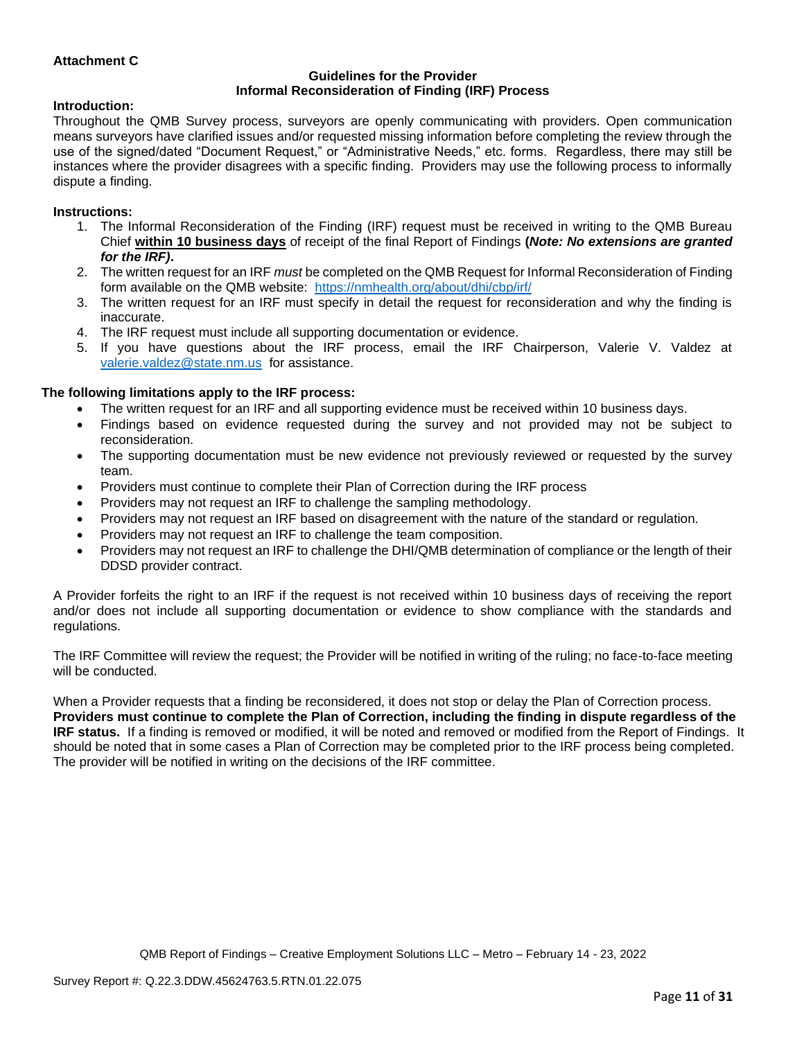**Attachment C**

**Guidelines for the Provider**
**Informal Reconsideration of Finding (IRF) Process**

**Introduction:**

Throughout the QMB Survey process, surveyors are openly communicating with providers. Open communication means surveyors have clarified issues and/or requested missing information before completing the review through the use of the signed/dated "Document Request," or "Administrative Needs," etc. forms. Regardless, there may still be instances where the provider disagrees with a specific finding. Providers may use the following process to informally dispute a finding.

**Instructions:**

1. The Informal Reconsideration of the Finding (IRF) request must be received in writing to the QMB Bureau Chief **within 10 business days** of receipt of the final Report of Findings **(*Note: No extensions are granted for the IRF)*.**
2. The written request for an IRF *must* be completed on the QMB Request for Informal Reconsideration of Finding form available on the QMB website: https://nmhealth.org/about/dhi/cbp/irf/
3. The written request for an IRF must specify in detail the request for reconsideration and why the finding is inaccurate.
4. The IRF request must include all supporting documentation or evidence.
5. If you have questions about the IRF process, email the IRF Chairperson, Valerie V. Valdez at valerie.valdez@state.nm.us for assistance.

**The following limitations apply to the IRF process:**

- The written request for an IRF and all supporting evidence must be received within 10 business days.
- Findings based on evidence requested during the survey and not provided may not be subject to reconsideration.
- The supporting documentation must be new evidence not previously reviewed or requested by the survey team.
- Providers must continue to complete their Plan of Correction during the IRF process
- Providers may not request an IRF to challenge the sampling methodology.
- Providers may not request an IRF based on disagreement with the nature of the standard or regulation.
- Providers may not request an IRF to challenge the team composition.
- Providers may not request an IRF to challenge the DHI/QMB determination of compliance or the length of their DDSD provider contract.

A Provider forfeits the right to an IRF if the request is not received within 10 business days of receiving the report and/or does not include all supporting documentation or evidence to show compliance with the standards and regulations.

The IRF Committee will review the request; the Provider will be notified in writing of the ruling; no face-to-face meeting will be conducted.

When a Provider requests that a finding be reconsidered, it does not stop or delay the Plan of Correction process. **Providers must continue to complete the Plan of Correction, including the finding in dispute regardless of the IRF status.** If a finding is removed or modified, it will be noted and removed or modified from the Report of Findings. It should be noted that in some cases a Plan of Correction may be completed prior to the IRF process being completed. The provider will be notified in writing on the decisions of the IRF committee.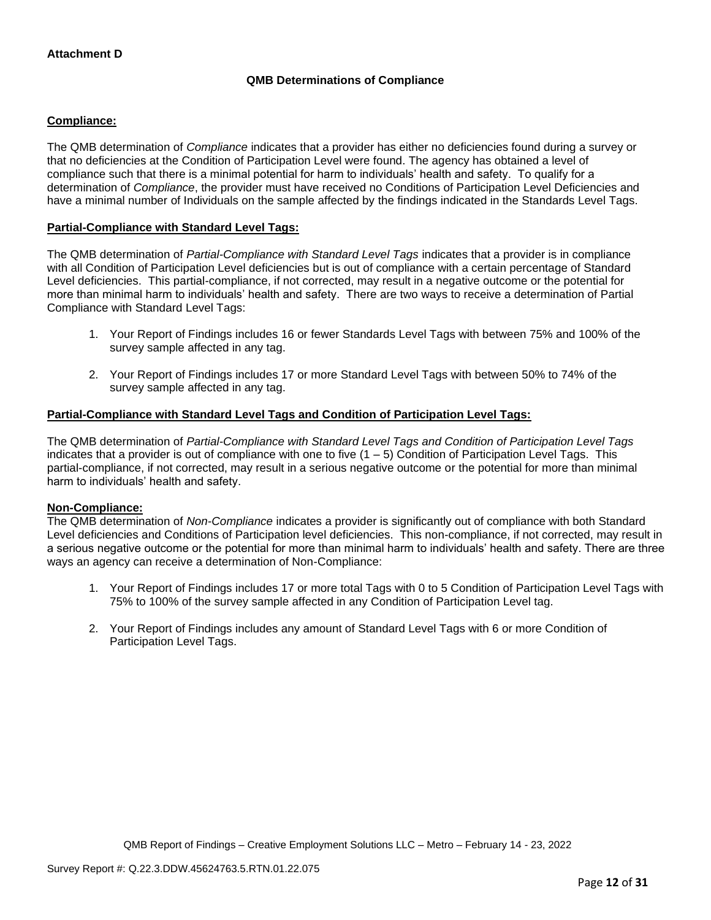**Attachment D**

## QMB Determinations of Compliance

### Compliance:

The QMB determination of *Compliance* indicates that a provider has either no deficiencies found during a survey or that no deficiencies at the Condition of Participation Level were found. The agency has obtained a level of compliance such that there is a minimal potential for harm to individuals' health and safety. To qualify for a determination of *Compliance*, the provider must have received no Conditions of Participation Level Deficiencies and have a minimal number of Individuals on the sample affected by the findings indicated in the Standards Level Tags.

### Partial-Compliance with Standard Level Tags:

The QMB determination of *Partial-Compliance with Standard Level Tags* indicates that a provider is in compliance with all Condition of Participation Level deficiencies but is out of compliance with a certain percentage of Standard Level deficiencies. This partial-compliance, if not corrected, may result in a negative outcome or the potential for more than minimal harm to individuals' health and safety. There are two ways to receive a determination of Partial Compliance with Standard Level Tags:

1. Your Report of Findings includes 16 or fewer Standards Level Tags with between 75% and 100% of the survey sample affected in any tag.
2. Your Report of Findings includes 17 or more Standard Level Tags with between 50% to 74% of the survey sample affected in any tag.

### Partial-Compliance with Standard Level Tags and Condition of Participation Level Tags:

The QMB determination of *Partial-Compliance with Standard Level Tags and Condition of Participation Level Tags* indicates that a provider is out of compliance with one to five (1 – 5) Condition of Participation Level Tags. This partial-compliance, if not corrected, may result in a serious negative outcome or the potential for more than minimal harm to individuals' health and safety.

### Non-Compliance:

The QMB determination of *Non-Compliance* indicates a provider is significantly out of compliance with both Standard Level deficiencies and Conditions of Participation level deficiencies. This non-compliance, if not corrected, may result in a serious negative outcome or the potential for more than minimal harm to individuals' health and safety. There are three ways an agency can receive a determination of Non-Compliance:

1. Your Report of Findings includes 17 or more total Tags with 0 to 5 Condition of Participation Level Tags with 75% to 100% of the survey sample affected in any Condition of Participation Level tag.
2. Your Report of Findings includes any amount of Standard Level Tags with 6 or more Condition of Participation Level Tags.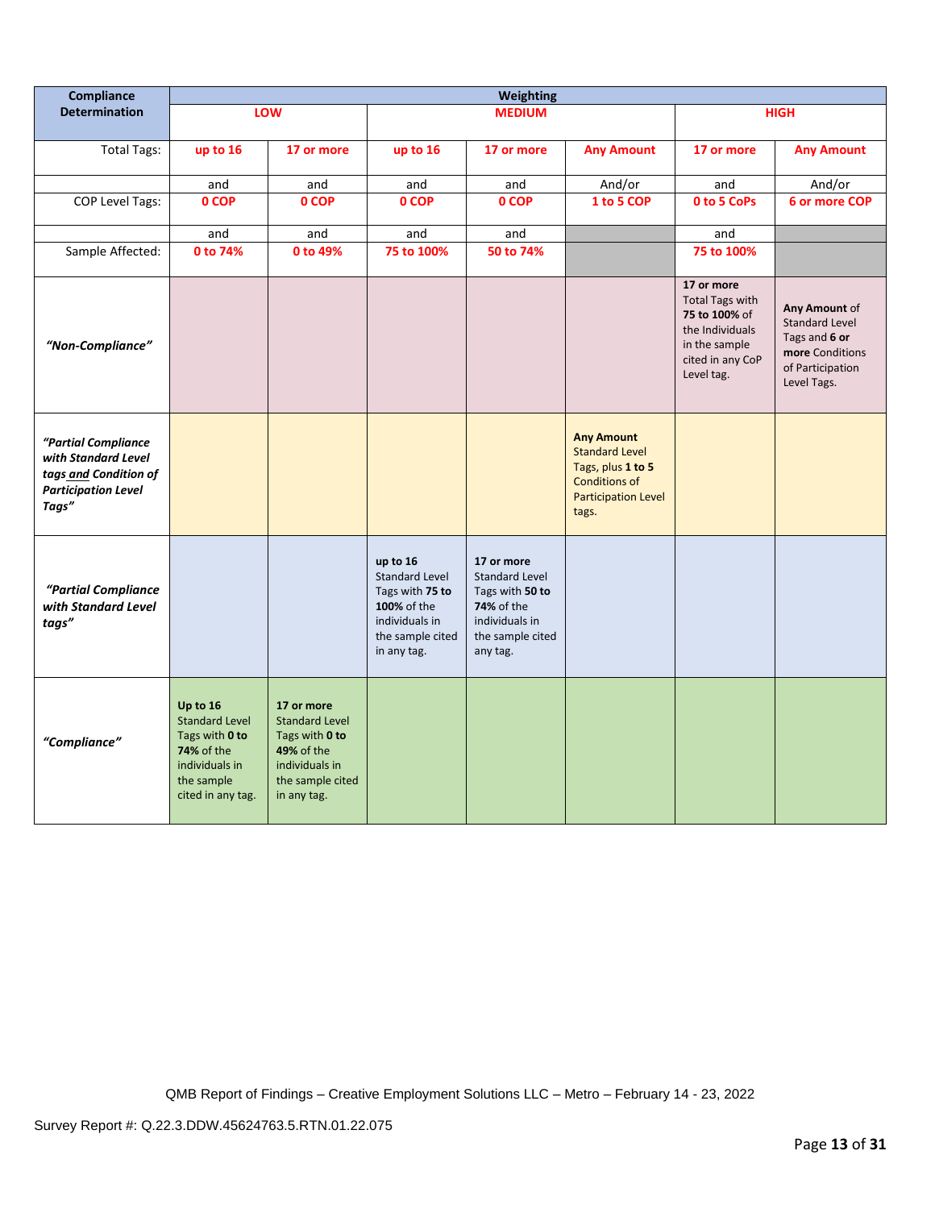| Compliance Determination | Weighting | | | | | | |
|---|---|---|---|---|---|---|---|
| | LOW | | MEDIUM | | | HIGH | |
| Total Tags: | up to 16 | 17 or more | up to 16 | 17 or more | Any Amount | 17 or more | Any Amount |
| | and | and | and | and | And/or | and | And/or |
| COP Level Tags: | 0 COP | 0 COP | 0 COP | 0 COP | 1 to 5 COP | 0 to 5 CoPs | 6 or more COP |
| | and | and | and | and | | and | |
| Sample Affected: | 0 to 74% | 0 to 49% | 75 to 100% | 50 to 74% | | 75 to 100% | |
| *"Non-Compliance"* | | | | | | **17 or more** Total Tags with **75 to 100%** of the Individuals in the sample cited in any CoP Level tag. | **Any Amount** of Standard Level Tags and **6 or more** Conditions of Participation Level Tags. |
| *"Partial Compliance with Standard Level tags and Condition of Participation Level Tags"* | | | | | **Any Amount** Standard Level Tags, plus **1 to 5** Conditions of Participation Level tags. | | |
| *"Partial Compliance with Standard Level tags"* | | | **up to 16** Standard Level Tags with **75 to 100%** of the individuals in the sample cited in any tag. | **17 or more** Standard Level Tags with **50 to 74%** of the individuals in the sample cited any tag. | | | |
| *"Compliance"* | **Up to 16** Standard Level Tags with **0 to 74%** of the individuals in the sample cited in any tag. | **17 or more** Standard Level Tags with **0 to 49%** of the individuals in the sample cited in any tag. | | | | | |

QMB Report of Findings – Creative Employment Solutions LLC – Metro – February 14 - 23, 2022

Survey Report #: Q.22.3.DDW.45624763.5.RTN.01.22.075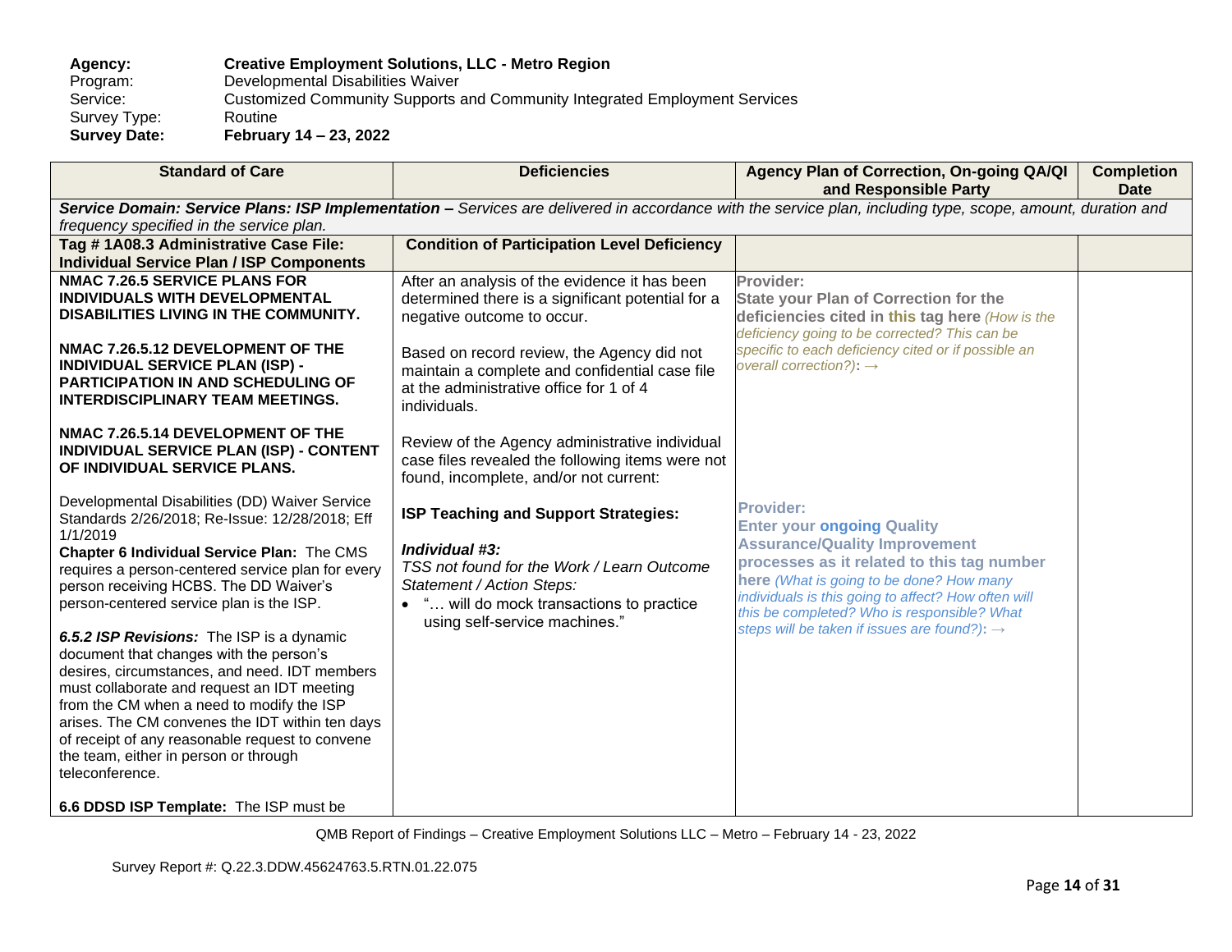**Agency:** **Creative Employment Solutions, LLC - Metro Region**
Program: Developmental Disabilities Waiver
Service: Customized Community Supports and Community Integrated Employment Services
Survey Type: Routine
**Survey Date:** **February 14 – 23, 2022**

| Standard of Care | Deficiencies | Agency Plan of Correction, On-going QA/QI and Responsible Party | Completion Date |
|---|---|---|---|
| ***Service Domain: Service Plans: ISP Implementation –** Services are delivered in accordance with the service plan, including type, scope, amount, duration and frequency specified in the service plan.* | | | |
| **Tag # 1A08.3 Administrative Case File: Individual Service Plan / ISP Components** | **Condition of Participation Level Deficiency** | | |
| **NMAC 7.26.5 SERVICE PLANS FOR INDIVIDUALS WITH DEVELOPMENTAL DISABILITIES LIVING IN THE COMMUNITY.**<br><br>**NMAC 7.26.5.12 DEVELOPMENT OF THE INDIVIDUAL SERVICE PLAN (ISP) - PARTICIPATION IN AND SCHEDULING OF INTERDISCIPLINARY TEAM MEETINGS.**<br><br>**NMAC 7.26.5.14 DEVELOPMENT OF THE INDIVIDUAL SERVICE PLAN (ISP) - CONTENT OF INDIVIDUAL SERVICE PLANS.**<br><br>Developmental Disabilities (DD) Waiver Service Standards 2/26/2018; Re-Issue: 12/28/2018; Eff 1/1/2019<br>**Chapter 6 Individual Service Plan:** The CMS requires a person-centered service plan for every person receiving HCBS. The DD Waiver's person-centered service plan is the ISP.<br><br>***6.5.2 ISP Revisions:*** The ISP is a dynamic document that changes with the person's desires, circumstances, and need. IDT members must collaborate and request an IDT meeting from the CM when a need to modify the ISP arises. The CM convenes the IDT within ten days of receipt of any reasonable request to convene the team, either in person or through teleconference.<br><br>**6.6 DDSD ISP Template:** The ISP must be | After an analysis of the evidence it has been determined there is a significant potential for a negative outcome to occur.<br><br>Based on record review, the Agency did not maintain a complete and confidential case file at the administrative office for 1 of 4 individuals.<br><br>Review of the Agency administrative individual case files revealed the following items were not found, incomplete, and/or not current:<br><br>**ISP Teaching and Support Strategies:**<br><br>***Individual #3:***<br>*TSS not found for the Work / Learn Outcome Statement / Action Steps:*<br>• "… will do mock transactions to practice using self-service machines." | **Provider:**<br>**State your Plan of Correction for the deficiencies cited in this tag here** *(How is the deficiency going to be corrected? This can be specific to each deficiency cited or if possible an overall correction?)*: →<br><br>**Provider:**<br>**Enter your ongoing Quality Assurance/Quality Improvement processes as it related to this tag number here** *(What is going to be done? How many individuals is this going to affect? How often will this be completed? Who is responsible? What steps will be taken if issues are found?)*: → | |

QMB Report of Findings – Creative Employment Solutions LLC – Metro – February 14 - 23, 2022

Survey Report #: Q.22.3.DDW.45624763.5.RTN.01.22.075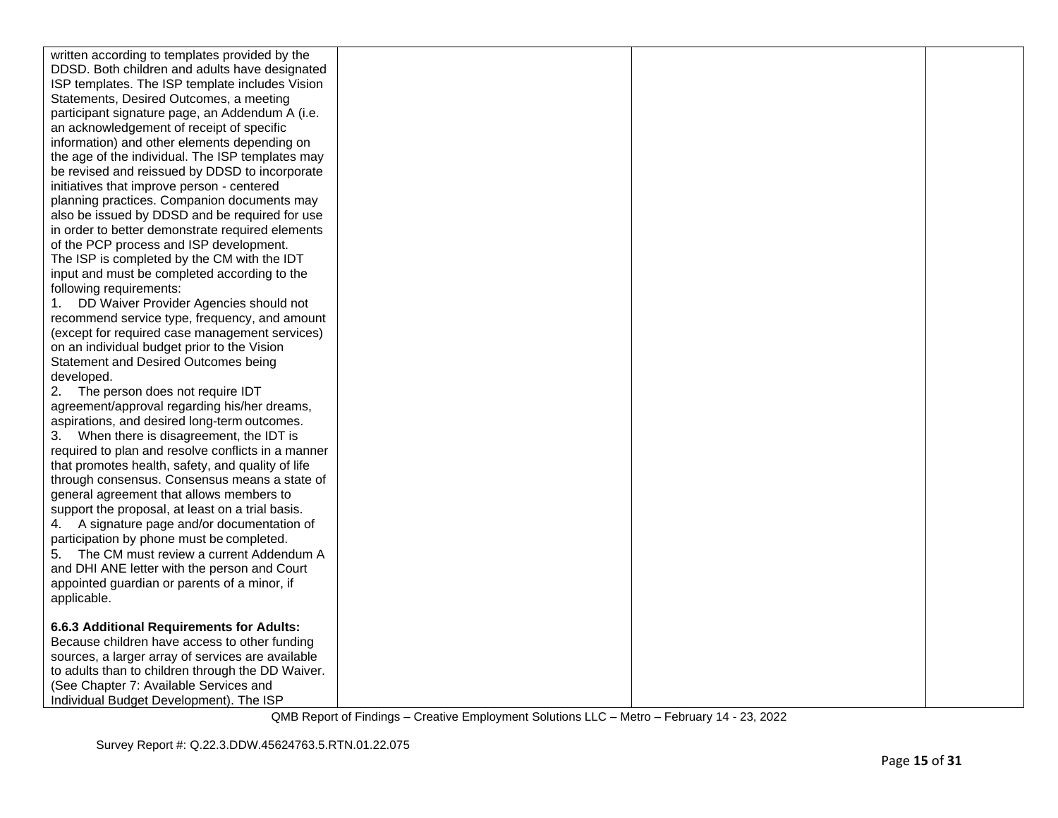| | | | |
|---|---|---|---|
| written according to templates provided by the DDSD. Both children and adults have designated ISP templates. The ISP template includes Vision Statements, Desired Outcomes, a meeting participant signature page, an Addendum A (i.e. an acknowledgement of receipt of specific information) and other elements depending on the age of the individual. The ISP templates may be revised and reissued by DDSD to incorporate initiatives that improve person - centered planning practices. Companion documents may also be issued by DDSD and be required for use in order to better demonstrate required elements of the PCP process and ISP development.<br>The ISP is completed by the CM with the IDT input and must be completed according to the following requirements:<br>1. DD Waiver Provider Agencies should not recommend service type, frequency, and amount (except for required case management services) on an individual budget prior to the Vision Statement and Desired Outcomes being developed.<br>2. The person does not require IDT agreement/approval regarding his/her dreams, aspirations, and desired long-term outcomes.<br>3. When there is disagreement, the IDT is required to plan and resolve conflicts in a manner that promotes health, safety, and quality of life through consensus. Consensus means a state of general agreement that allows members to support the proposal, at least on a trial basis.<br>4. A signature page and/or documentation of participation by phone must be completed.<br>5. The CM must review a current Addendum A and DHI ANE letter with the person and Court appointed guardian or parents of a minor, if applicable.<br><br>**6.6.3 Additional Requirements for Adults:** Because children have access to other funding sources, a larger array of services are available to adults than to children through the DD Waiver. (See Chapter 7: Available Services and Individual Budget Development). The ISP | | | |

QMB Report of Findings – Creative Employment Solutions LLC – Metro – February 14 - 23, 2022

Survey Report #: Q.22.3.DDW.45624763.5.RTN.01.22.075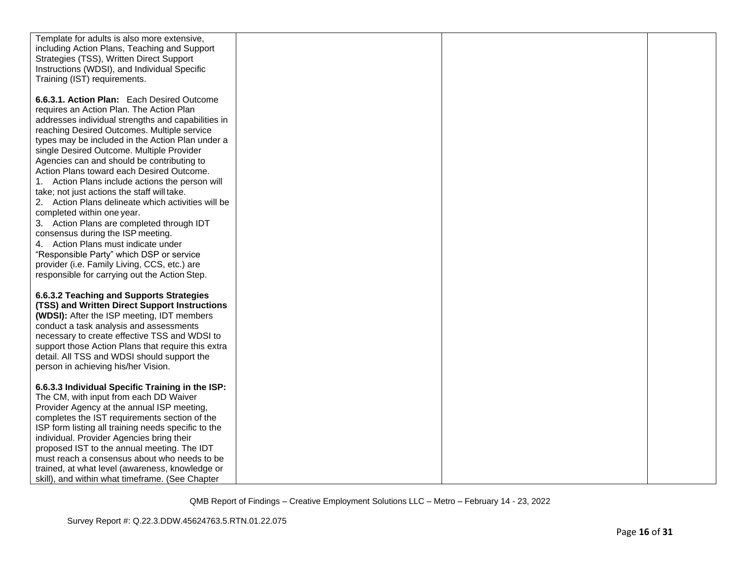| | | | |
|---|---|---|---|
| Template for adults is also more extensive, including Action Plans, Teaching and Support Strategies (TSS), Written Direct Support Instructions (WDSI), and Individual Specific Training (IST) requirements.<br><br>**6.6.3.1. Action Plan:** Each Desired Outcome requires an Action Plan. The Action Plan addresses individual strengths and capabilities in reaching Desired Outcomes. Multiple service types may be included in the Action Plan under a single Desired Outcome. Multiple Provider Agencies can and should be contributing to Action Plans toward each Desired Outcome.<br>1. Action Plans include actions the person will take; not just actions the staff will take.<br>2. Action Plans delineate which activities will be completed within one year.<br>3. Action Plans are completed through IDT consensus during the ISP meeting.<br>4. Action Plans must indicate under "Responsible Party" which DSP or service provider (i.e. Family Living, CCS, etc.) are responsible for carrying out the Action Step.<br><br>**6.6.3.2 Teaching and Supports Strategies (TSS) and Written Direct Support Instructions (WDSI):** After the ISP meeting, IDT members conduct a task analysis and assessments necessary to create effective TSS and WDSI to support those Action Plans that require this extra detail. All TSS and WDSI should support the person in achieving his/her Vision.<br><br>**6.6.3.3 Individual Specific Training in the ISP:** The CM, with input from each DD Waiver Provider Agency at the annual ISP meeting, completes the IST requirements section of the ISP form listing all training needs specific to the individual. Provider Agencies bring their proposed IST to the annual meeting. The IDT must reach a consensus about who needs to be trained, at what level (awareness, knowledge or skill), and within what timeframe. (See Chapter | | | |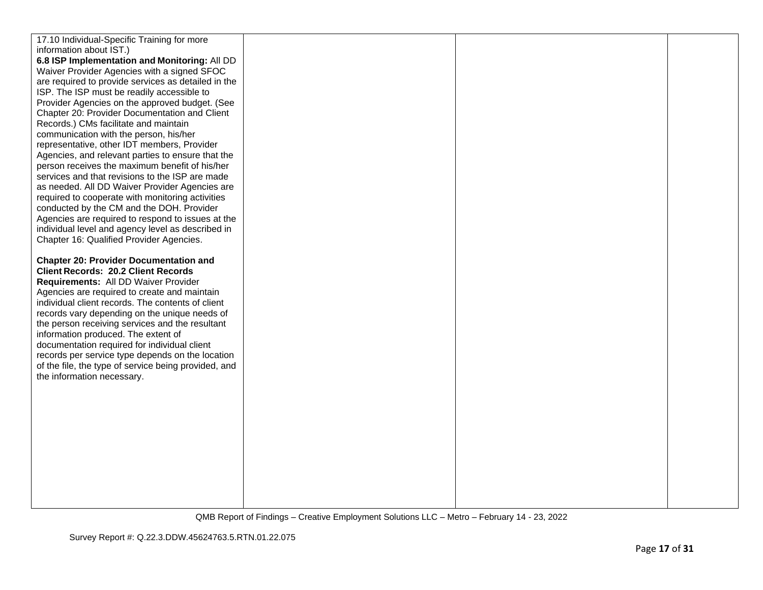| | | | |
|---|---|---|---|
| 17.10 Individual-Specific Training for more information about IST.)<br>**6.8 ISP Implementation and Monitoring:** All DD Waiver Provider Agencies with a signed SFOC are required to provide services as detailed in the ISP. The ISP must be readily accessible to Provider Agencies on the approved budget. (See Chapter 20: Provider Documentation and Client Records.) CMs facilitate and maintain communication with the person, his/her representative, other IDT members, Provider Agencies, and relevant parties to ensure that the person receives the maximum benefit of his/her services and that revisions to the ISP are made as needed. All DD Waiver Provider Agencies are required to cooperate with monitoring activities conducted by the CM and the DOH. Provider Agencies are required to respond to issues at the individual level and agency level as described in Chapter 16: Qualified Provider Agencies.<br><br>**Chapter 20: Provider Documentation and Client Records: 20.2 Client Records Requirements:** All DD Waiver Provider Agencies are required to create and maintain individual client records. The contents of client records vary depending on the unique needs of the person receiving services and the resultant information produced. The extent of documentation required for individual client records per service type depends on the location of the file, the type of service being provided, and the information necessary. | | | |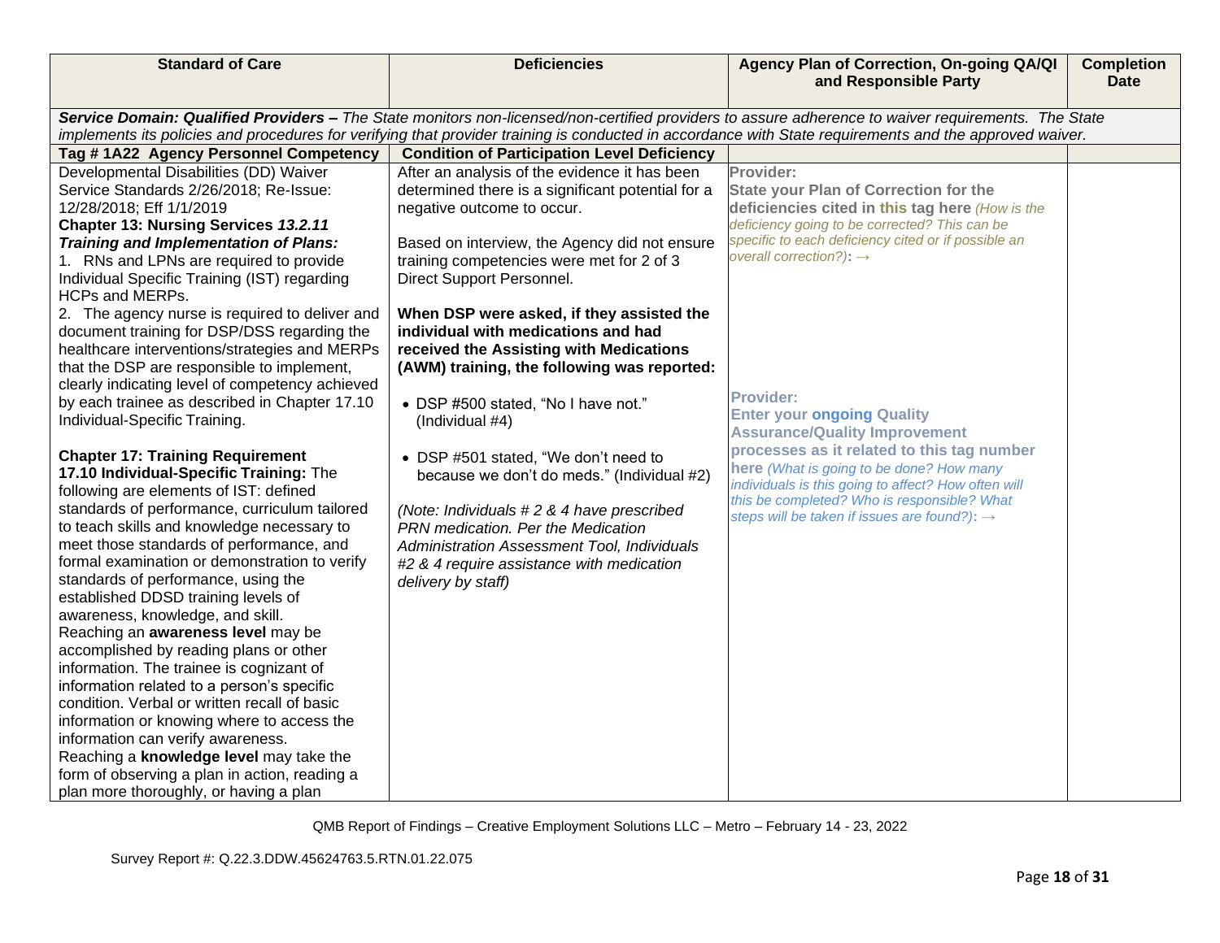| Standard of Care | Deficiencies | Agency Plan of Correction, On-going QA/QI and Responsible Party | Completion Date |
|---|---|---|---|
| ***Service Domain: Qualified Providers –** The State monitors non-licensed/non-certified providers to assure adherence to waiver requirements. The State implements its policies and procedures for verifying that provider training is conducted in accordance with State requirements and the approved waiver.* | | | |
| **Tag # 1A22 Agency Personnel Competency** | **Condition of Participation Level Deficiency** | | |
| Developmental Disabilities (DD) Waiver Service Standards 2/26/2018; Re-Issue: 12/28/2018; Eff 1/1/2019<br>**Chapter 13: Nursing Services *13.2.11 Training and Implementation of Plans:***<br>1. RNs and LPNs are required to provide Individual Specific Training (IST) regarding HCPs and MERPs.<br>2. The agency nurse is required to deliver and document training for DSP/DSS regarding the healthcare interventions/strategies and MERPs that the DSP are responsible to implement, clearly indicating level of competency achieved by each trainee as described in Chapter 17.10 Individual-Specific Training.<br><br>**Chapter 17: Training Requirement**<br>**17.10 Individual-Specific Training:** The following are elements of IST: defined standards of performance, curriculum tailored to teach skills and knowledge necessary to meet those standards of performance, and formal examination or demonstration to verify standards of performance, using the established DDSD training levels of awareness, knowledge, and skill.<br>Reaching an **awareness level** may be accomplished by reading plans or other information. The trainee is cognizant of information related to a person's specific condition. Verbal or written recall of basic information or knowing where to access the information can verify awareness.<br>Reaching a **knowledge level** may take the form of observing a plan in action, reading a plan more thoroughly, or having a plan | After an analysis of the evidence it has been determined there is a significant potential for a negative outcome to occur.<br><br>Based on interview, the Agency did not ensure training competencies were met for 2 of 3 Direct Support Personnel.<br><br>**When DSP were asked, if they assisted the individual with medications and had received the Assisting with Medications (AWM) training, the following was reported:**<br><br>• DSP #500 stated, "No I have not." (Individual #4)<br><br>• DSP #501 stated, "We don't need to because we don't do meds." (Individual #2)<br><br>*(Note: Individuals # 2 & 4 have prescribed PRN medication. Per the Medication Administration Assessment Tool, Individuals #2 & 4 require assistance with medication delivery by staff)* | **Provider:**<br>**State your Plan of Correction for the deficiencies cited in this tag here** *(How is the deficiency going to be corrected? This can be specific to each deficiency cited or if possible an overall correction?)*: →<br><br><br><br><br><br><br>**Provider:**<br>**Enter your ongoing Quality Assurance/Quality Improvement processes as it related to this tag number here** *(What is going to be done? How many individuals is this going to affect? How often will this be completed? Who is responsible? What steps will be taken if issues are found?)*: → | |

QMB Report of Findings – Creative Employment Solutions LLC – Metro – February 14 - 23, 2022

Survey Report #: Q.22.3.DDW.45624763.5.RTN.01.22.075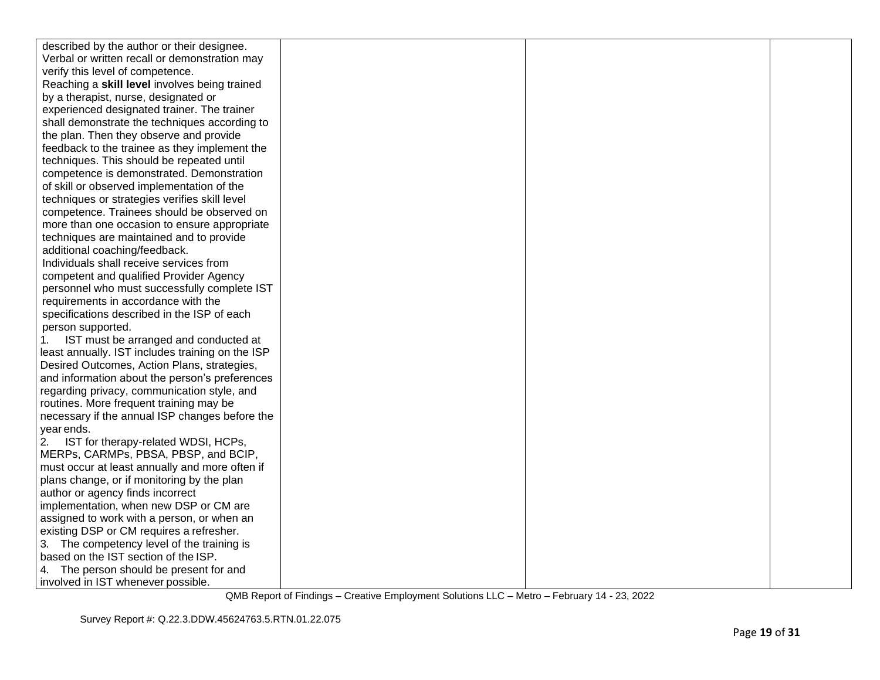| | | | |
|---|---|---|---|
| described by the author or their designee. Verbal or written recall or demonstration may verify this level of competence.<br>Reaching a **skill level** involves being trained by a therapist, nurse, designated or experienced designated trainer. The trainer shall demonstrate the techniques according to the plan. Then they observe and provide feedback to the trainee as they implement the techniques. This should be repeated until competence is demonstrated. Demonstration of skill or observed implementation of the techniques or strategies verifies skill level competence. Trainees should be observed on more than one occasion to ensure appropriate techniques are maintained and to provide additional coaching/feedback.<br>Individuals shall receive services from competent and qualified Provider Agency personnel who must successfully complete IST requirements in accordance with the specifications described in the ISP of each person supported.<br>1. IST must be arranged and conducted at least annually. IST includes training on the ISP Desired Outcomes, Action Plans, strategies, and information about the person's preferences regarding privacy, communication style, and routines. More frequent training may be necessary if the annual ISP changes before the year ends.<br>2. IST for therapy-related WDSI, HCPs, MERPs, CARMPs, PBSA, PBSP, and BCIP, must occur at least annually and more often if plans change, or if monitoring by the plan author or agency finds incorrect implementation, when new DSP or CM are assigned to work with a person, or when an existing DSP or CM requires a refresher.<br>3. The competency level of the training is based on the IST section of the ISP.<br>4. The person should be present for and involved in IST whenever possible. | | | |

QMB Report of Findings – Creative Employment Solutions LLC – Metro – February 14 - 23, 2022

Survey Report #: Q.22.3.DDW.45624763.5.RTN.01.22.075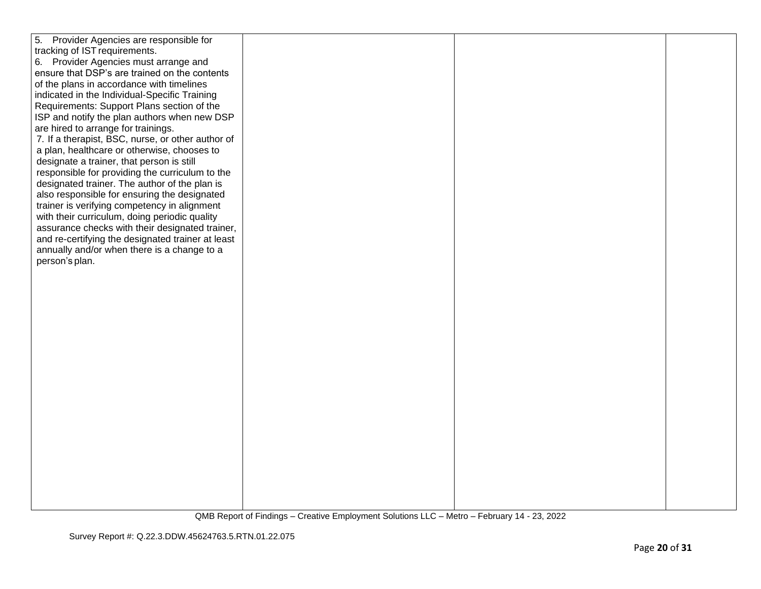| | | | |
|---|---|---|---|
| 5. Provider Agencies are responsible for tracking of IST requirements.<br>6. Provider Agencies must arrange and ensure that DSP's are trained on the contents of the plans in accordance with timelines indicated in the Individual-Specific Training Requirements: Support Plans section of the ISP and notify the plan authors when new DSP are hired to arrange for trainings.<br>7. If a therapist, BSC, nurse, or other author of a plan, healthcare or otherwise, chooses to designate a trainer, that person is still responsible for providing the curriculum to the designated trainer. The author of the plan is also responsible for ensuring the designated trainer is verifying competency in alignment with their curriculum, doing periodic quality assurance checks with their designated trainer, and re-certifying the designated trainer at least annually and/or when there is a change to a person's plan. | | | |

QMB Report of Findings – Creative Employment Solutions LLC – Metro – February 14 - 23, 2022

Survey Report #: Q.22.3.DDW.45624763.5.RTN.01.22.075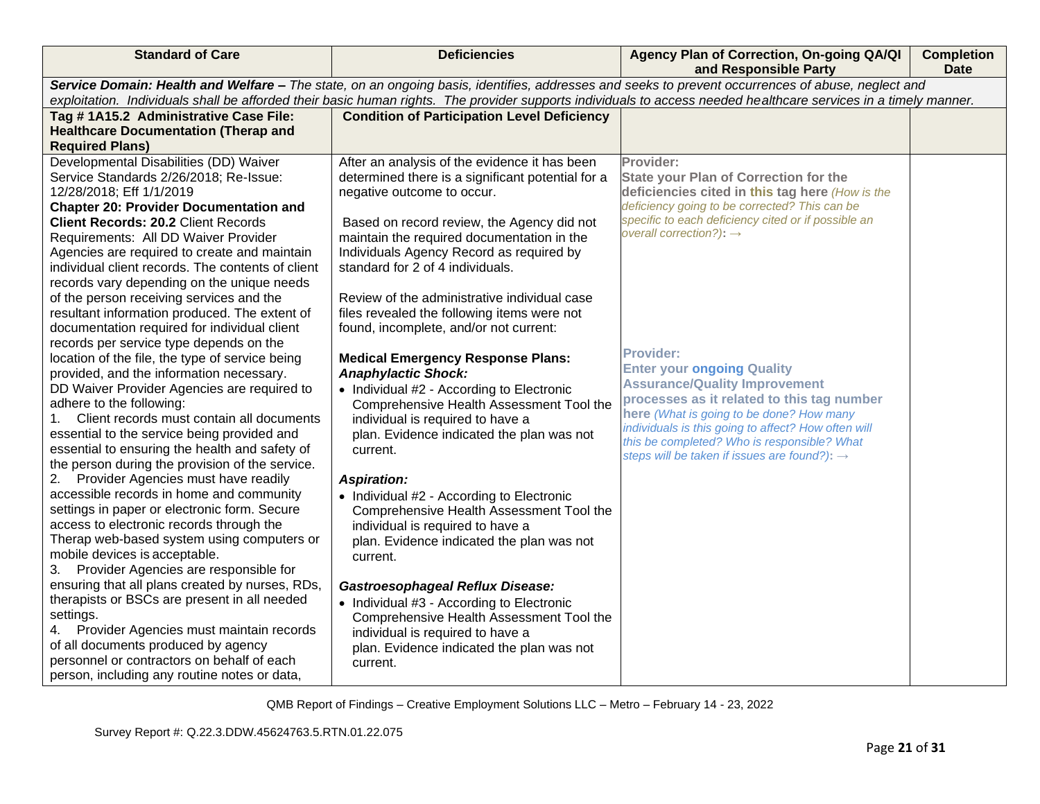| Standard of Care | Deficiencies | Agency Plan of Correction, On-going QA/QI and Responsible Party | Completion Date |
|---|---|---|---|
| ***Service Domain: Health and Welfare –*** *The state, on an ongoing basis, identifies, addresses and seeks to prevent occurrences of abuse, neglect and exploitation. Individuals shall be afforded their basic human rights. The provider supports individuals to access needed healthcare services in a timely manner.* | | | |
| **Tag # 1A15.2 Administrative Case File: Healthcare Documentation (Therap and Required Plans)** | **Condition of Participation Level Deficiency** | | |
| Developmental Disabilities (DD) Waiver Service Standards 2/26/2018; Re-Issue: 12/28/2018; Eff 1/1/2019<br>**Chapter 20: Provider Documentation and Client Records: 20.2** Client Records Requirements: All DD Waiver Provider Agencies are required to create and maintain individual client records. The contents of client records vary depending on the unique needs of the person receiving services and the resultant information produced. The extent of documentation required for individual client records per service type depends on the location of the file, the type of service being provided, and the information necessary.<br>DD Waiver Provider Agencies are required to adhere to the following:<br>1. Client records must contain all documents essential to the service being provided and essential to ensuring the health and safety of the person during the provision of the service.<br>2. Provider Agencies must have readily accessible records in home and community settings in paper or electronic form. Secure access to electronic records through the Therap web-based system using computers or mobile devices is acceptable.<br>3. Provider Agencies are responsible for ensuring that all plans created by nurses, RDs, therapists or BSCs are present in all needed settings.<br>4. Provider Agencies must maintain records of all documents produced by agency personnel or contractors on behalf of each person, including any routine notes or data, | After an analysis of the evidence it has been determined there is a significant potential for a negative outcome to occur.<br><br>Based on record review, the Agency did not maintain the required documentation in the Individuals Agency Record as required by standard for 2 of 4 individuals.<br><br>Review of the administrative individual case files revealed the following items were not found, incomplete, and/or not current:<br><br>**Medical Emergency Response Plans:**<br>***Anaphylactic Shock:***<br>• Individual #2 - According to Electronic Comprehensive Health Assessment Tool the individual is required to have a plan. Evidence indicated the plan was not current.<br><br>***Aspiration:***<br>• Individual #2 - According to Electronic Comprehensive Health Assessment Tool the individual is required to have a plan. Evidence indicated the plan was not current.<br><br>***Gastroesophageal Reflux Disease:***<br>• Individual #3 - According to Electronic Comprehensive Health Assessment Tool the individual is required to have a plan. Evidence indicated the plan was not current. | **Provider:**<br>**State your Plan of Correction for the deficiencies cited in this tag here** *(How is the deficiency going to be corrected? This can be specific to each deficiency cited or if possible an overall correction?)*: →<br><br>**Provider:**<br>**Enter your ongoing Quality Assurance/Quality Improvement processes as it related to this tag number here** *(What is going to be done? How many individuals is this going to affect? How often will this be completed? Who is responsible? What steps will be taken if issues are found?)*: → | |

QMB Report of Findings – Creative Employment Solutions LLC – Metro – February 14 - 23, 2022

Survey Report #: Q.22.3.DDW.45624763.5.RTN.01.22.075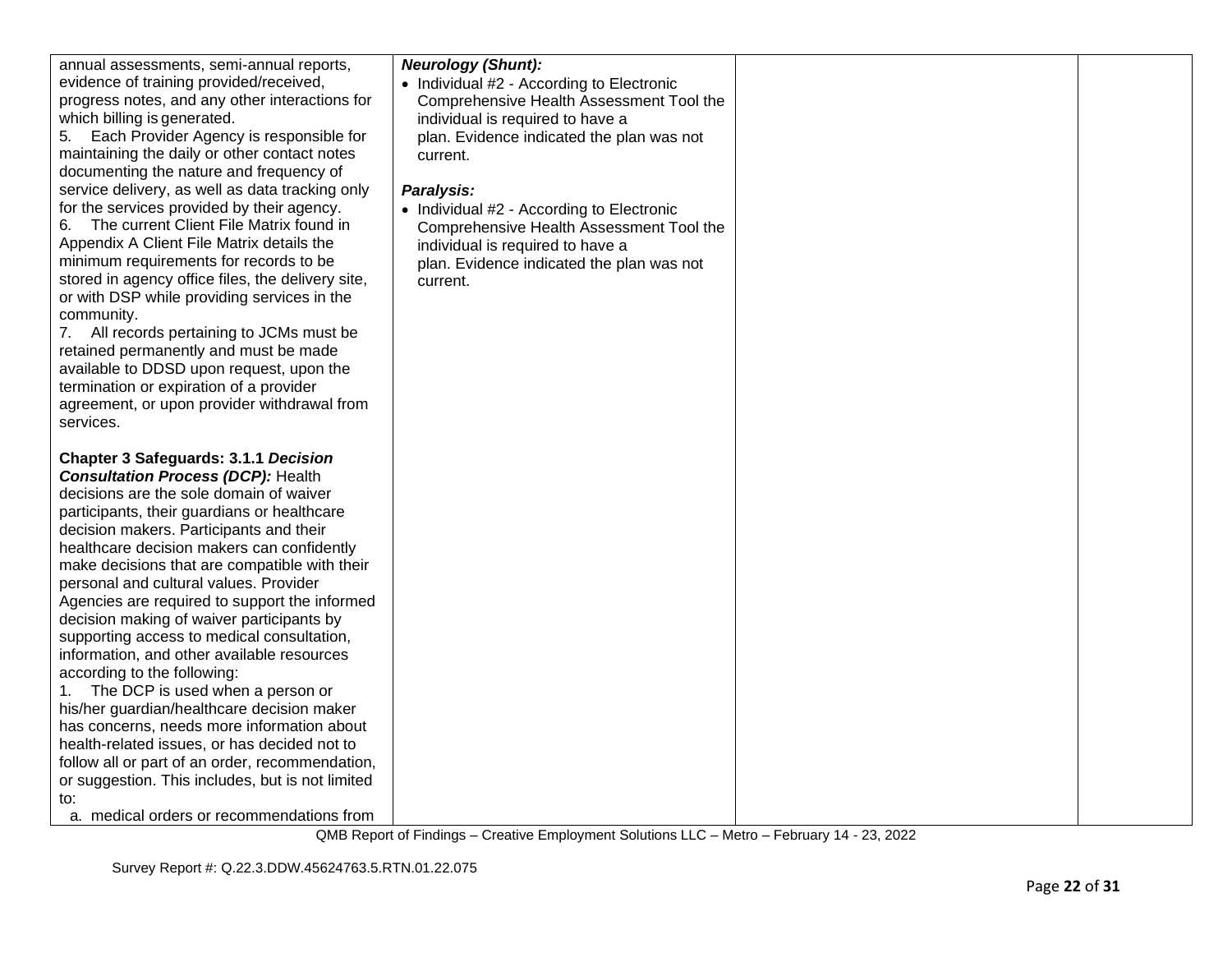| | | | |
|---|---|---|---|
| annual assessments, semi-annual reports, evidence of training provided/received, progress notes, and any other interactions for which billing is generated.<br>5. Each Provider Agency is responsible for maintaining the daily or other contact notes documenting the nature and frequency of service delivery, as well as data tracking only for the services provided by their agency.<br>6. The current Client File Matrix found in Appendix A Client File Matrix details the minimum requirements for records to be stored in agency office files, the delivery site, or with DSP while providing services in the community.<br>7. All records pertaining to JCMs must be retained permanently and must be made available to DDSD upon request, upon the termination or expiration of a provider agreement, or upon provider withdrawal from services.<br><br>**Chapter 3 Safeguards: 3.1.1 *Decision Consultation Process (DCP):*** Health decisions are the sole domain of waiver participants, their guardians or healthcare decision makers. Participants and their healthcare decision makers can confidently make decisions that are compatible with their personal and cultural values. Provider Agencies are required to support the informed decision making of waiver participants by supporting access to medical consultation, information, and other available resources according to the following:<br>1. The DCP is used when a person or his/her guardian/healthcare decision maker has concerns, needs more information about health-related issues, or has decided not to follow all or part of an order, recommendation, or suggestion. This includes, but is not limited to:<br>a. medical orders or recommendations from | ***Neurology (Shunt):***<br>• Individual #2 - According to Electronic Comprehensive Health Assessment Tool the individual is required to have a plan. Evidence indicated the plan was not current.<br><br>***Paralysis:***<br>• Individual #2 - According to Electronic Comprehensive Health Assessment Tool the individual is required to have a plan. Evidence indicated the plan was not current. | | |

QMB Report of Findings – Creative Employment Solutions LLC – Metro – February 14 - 23, 2022

Survey Report #: Q.22.3.DDW.45624763.5.RTN.01.22.075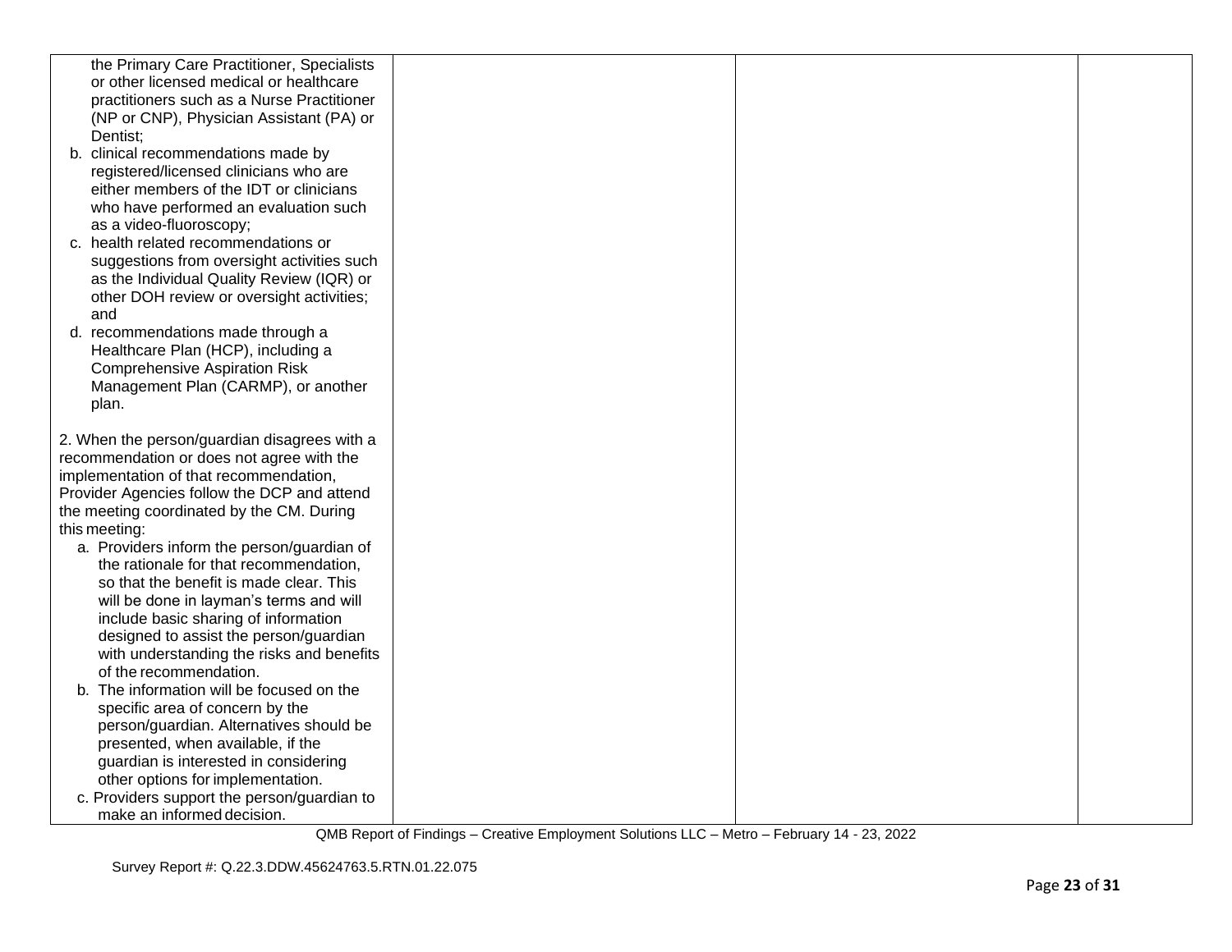| | | | |
|---|---|---|---|
| the Primary Care Practitioner, Specialists or other licensed medical or healthcare practitioners such as a Nurse Practitioner (NP or CNP), Physician Assistant (PA) or Dentist;<br>b. clinical recommendations made by registered/licensed clinicians who are either members of the IDT or clinicians who have performed an evaluation such as a video-fluoroscopy;<br>c. health related recommendations or suggestions from oversight activities such as the Individual Quality Review (IQR) or other DOH review or oversight activities; and<br>d. recommendations made through a Healthcare Plan (HCP), including a Comprehensive Aspiration Risk Management Plan (CARMP), or another plan.<br><br>2. When the person/guardian disagrees with a recommendation or does not agree with the implementation of that recommendation, Provider Agencies follow the DCP and attend the meeting coordinated by the CM. During this meeting:<br>a. Providers inform the person/guardian of the rationale for that recommendation, so that the benefit is made clear. This will be done in layman's terms and will include basic sharing of information designed to assist the person/guardian with understanding the risks and benefits of the recommendation.<br>b. The information will be focused on the specific area of concern by the person/guardian. Alternatives should be presented, when available, if the guardian is interested in considering other options for implementation.<br>c. Providers support the person/guardian to make an informed decision. | | | |

QMB Report of Findings – Creative Employment Solutions LLC – Metro – February 14 - 23, 2022

Survey Report #: Q.22.3.DDW.45624763.5.RTN.01.22.075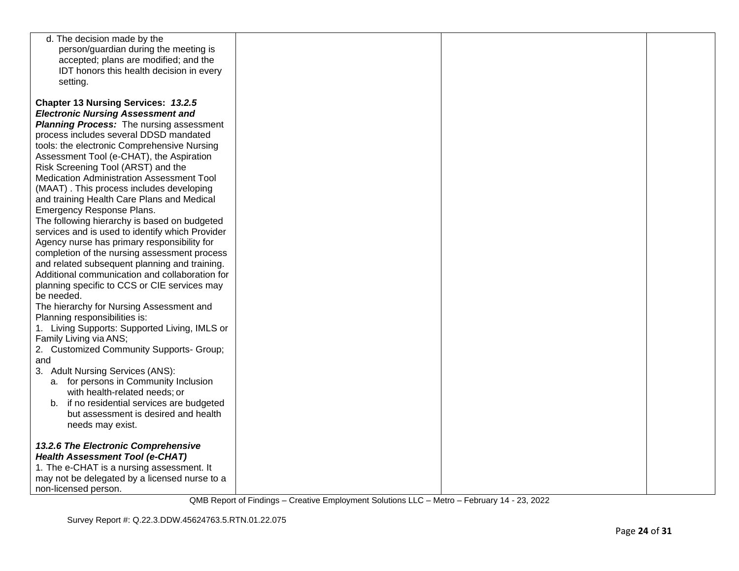| | | | |
|---|---|---|---|
| d. The decision made by the person/guardian during the meeting is accepted; plans are modified; and the IDT honors this health decision in every setting.<br><br>**Chapter 13 Nursing Services:** ***13.2.5 Electronic Nursing Assessment and Planning Process:*** The nursing assessment process includes several DDSD mandated tools: the electronic Comprehensive Nursing Assessment Tool (e-CHAT), the Aspiration Risk Screening Tool (ARST) and the Medication Administration Assessment Tool (MAAT) . This process includes developing and training Health Care Plans and Medical Emergency Response Plans.<br>The following hierarchy is based on budgeted services and is used to identify which Provider Agency nurse has primary responsibility for completion of the nursing assessment process and related subsequent planning and training. Additional communication and collaboration for planning specific to CCS or CIE services may be needed.<br>The hierarchy for Nursing Assessment and Planning responsibilities is:<br>1. Living Supports: Supported Living, IMLS or Family Living via ANS;<br>2. Customized Community Supports- Group; and<br>3. Adult Nursing Services (ANS):<br>a. for persons in Community Inclusion with health-related needs; or<br>b. if no residential services are budgeted but assessment is desired and health needs may exist.<br><br>***13.2.6 The Electronic Comprehensive Health Assessment Tool (e-CHAT)***<br>1. The e-CHAT is a nursing assessment. It may not be delegated by a licensed nurse to a non-licensed person. | | | |

QMB Report of Findings – Creative Employment Solutions LLC – Metro – February 14 - 23, 2022

Survey Report #: Q.22.3.DDW.45624763.5.RTN.01.22.075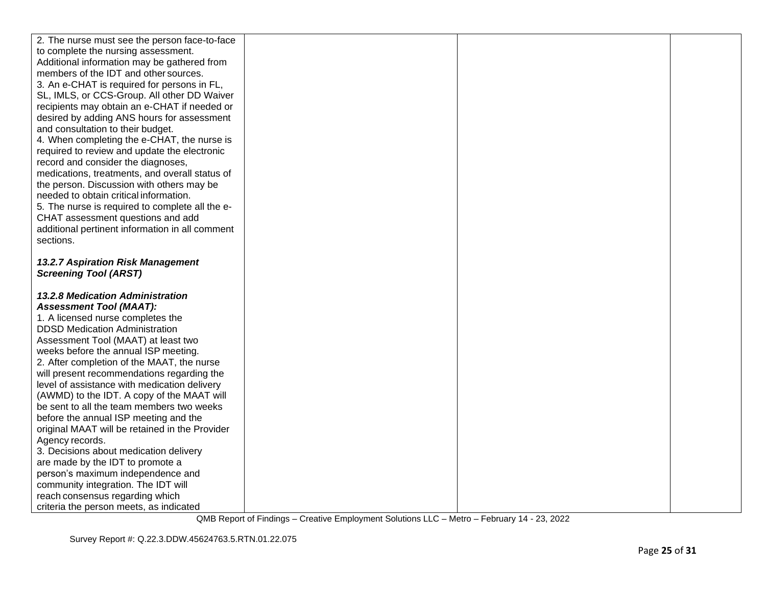| | | | |
|---|---|---|---|
| 2. The nurse must see the person face-to-face to complete the nursing assessment. Additional information may be gathered from members of the IDT and other sources.<br>3. An e-CHAT is required for persons in FL, SL, IMLS, or CCS-Group. All other DD Waiver recipients may obtain an e-CHAT if needed or desired by adding ANS hours for assessment and consultation to their budget.<br>4. When completing the e-CHAT, the nurse is required to review and update the electronic record and consider the diagnoses, medications, treatments, and overall status of the person. Discussion with others may be needed to obtain critical information.<br>5. The nurse is required to complete all the e-CHAT assessment questions and add additional pertinent information in all comment sections.<br><br>***13.2.7 Aspiration Risk Management Screening Tool (ARST)***<br><br>***13.2.8 Medication Administration Assessment Tool (MAAT):***<br>1. A licensed nurse completes the DDSD Medication Administration Assessment Tool (MAAT) at least two weeks before the annual ISP meeting.<br>2. After completion of the MAAT, the nurse will present recommendations regarding the level of assistance with medication delivery (AWMD) to the IDT. A copy of the MAAT will be sent to all the team members two weeks before the annual ISP meeting and the original MAAT will be retained in the Provider Agency records.<br>3. Decisions about medication delivery are made by the IDT to promote a person's maximum independence and community integration. The IDT will reach consensus regarding which criteria the person meets, as indicated | | | |

QMB Report of Findings – Creative Employment Solutions LLC – Metro – February 14 - 23, 2022

Survey Report #: Q.22.3.DDW.45624763.5.RTN.01.22.075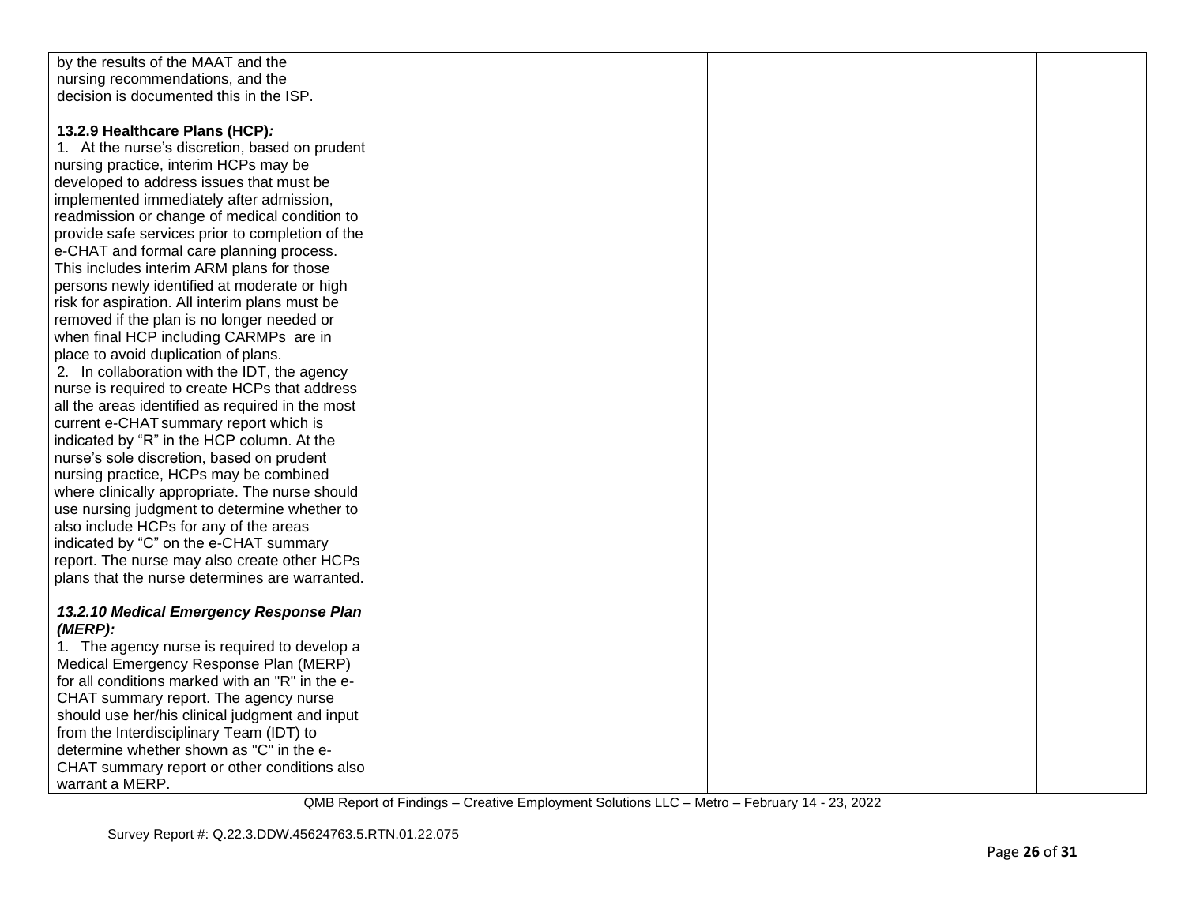| | | | |
|---|---|---|---|
| by the results of the MAAT and the nursing recommendations, and the decision is documented this in the ISP.<br><br>**13.2.9 Healthcare Plans (HCP)*:***<br>1. At the nurse's discretion, based on prudent nursing practice, interim HCPs may be developed to address issues that must be implemented immediately after admission, readmission or change of medical condition to provide safe services prior to completion of the e-CHAT and formal care planning process. This includes interim ARM plans for those persons newly identified at moderate or high risk for aspiration. All interim plans must be removed if the plan is no longer needed or when final HCP including CARMPs are in place to avoid duplication of plans.<br>2. In collaboration with the IDT, the agency nurse is required to create HCPs that address all the areas identified as required in the most current e-CHAT summary report which is indicated by "R" in the HCP column. At the nurse's sole discretion, based on prudent nursing practice, HCPs may be combined where clinically appropriate. The nurse should use nursing judgment to determine whether to also include HCPs for any of the areas indicated by "C" on the e-CHAT summary report. The nurse may also create other HCPs plans that the nurse determines are warranted.<br><br>***13.2.10 Medical Emergency Response Plan (MERP):***<br>1. The agency nurse is required to develop a Medical Emergency Response Plan (MERP) for all conditions marked with an "R" in the e-CHAT summary report. The agency nurse should use her/his clinical judgment and input from the Interdisciplinary Team (IDT) to determine whether shown as "C" in the e-CHAT summary report or other conditions also warrant a MERP. | | | |

QMB Report of Findings – Creative Employment Solutions LLC – Metro – February 14 - 23, 2022

Survey Report #: Q.22.3.DDW.45624763.5.RTN.01.22.075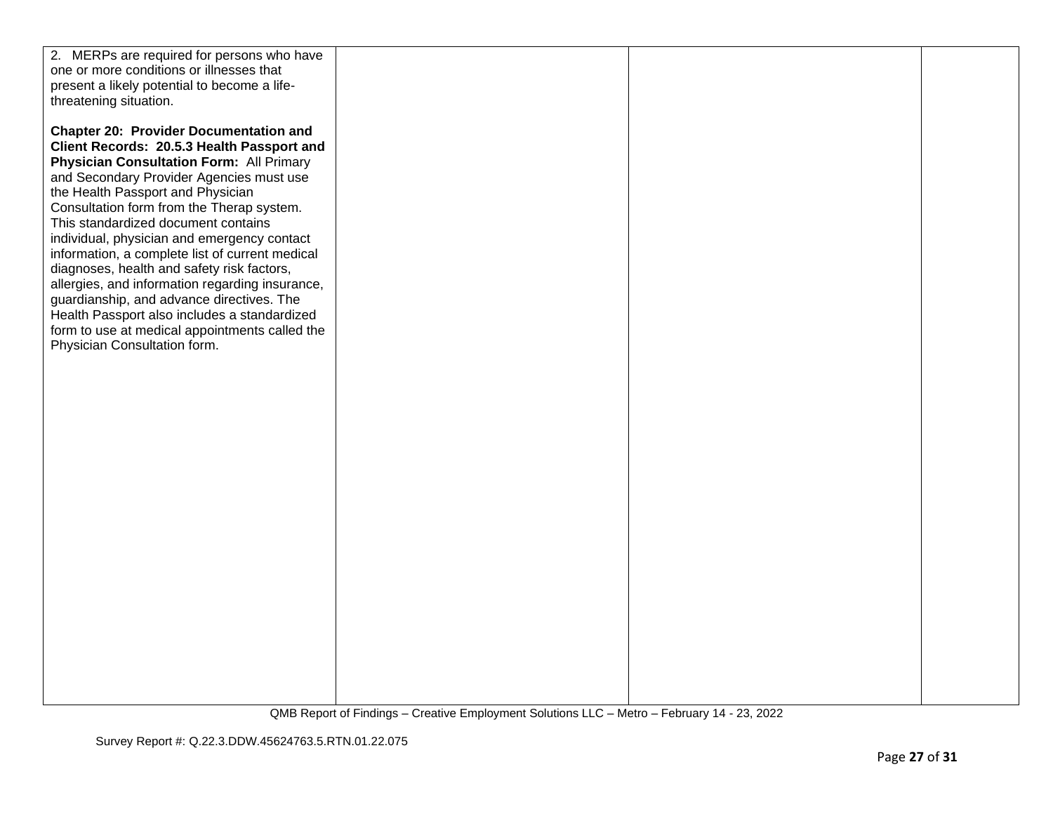| | | | |
|---|---|---|---|
| 2. MERPs are required for persons who have one or more conditions or illnesses that present a likely potential to become a life-threatening situation.<br><br>**Chapter 20: Provider Documentation and Client Records: 20.5.3 Health Passport and Physician Consultation Form:** All Primary and Secondary Provider Agencies must use the Health Passport and Physician Consultation form from the Therap system. This standardized document contains individual, physician and emergency contact information, a complete list of current medical diagnoses, health and safety risk factors, allergies, and information regarding insurance, guardianship, and advance directives. The Health Passport also includes a standardized form to use at medical appointments called the Physician Consultation form. | | | |

QMB Report of Findings – Creative Employment Solutions LLC – Metro – February 14 - 23, 2022

Survey Report #: Q.22.3.DDW.45624763.5.RTN.01.22.075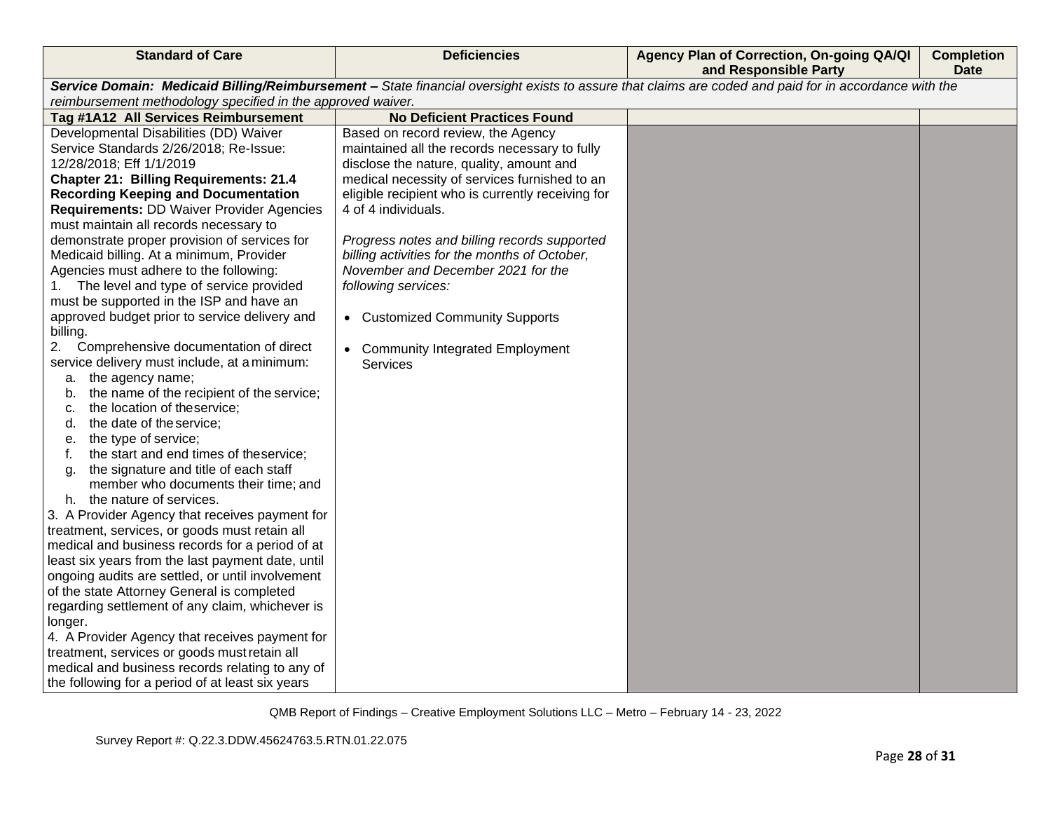| Standard of Care | Deficiencies | Agency Plan of Correction, On-going QA/QI and Responsible Party | Completion Date |
|---|---|---|---|
| ***Service Domain: Medicaid Billing/Reimbursement –*** *State financial oversight exists to assure that claims are coded and paid for in accordance with the reimbursement methodology specified in the approved waiver.* | | | |
| **Tag #1A12 All Services Reimbursement** | **No Deficient Practices Found** | | |
| Developmental Disabilities (DD) Waiver Service Standards 2/26/2018; Re-Issue: 12/28/2018; Eff 1/1/2019<br>**Chapter 21: Billing Requirements: 21.4 Recording Keeping and Documentation Requirements:** DD Waiver Provider Agencies must maintain all records necessary to demonstrate proper provision of services for Medicaid billing. At a minimum, Provider Agencies must adhere to the following:<br>1. The level and type of service provided must be supported in the ISP and have an approved budget prior to service delivery and billing.<br>2. Comprehensive documentation of direct service delivery must include, at a minimum:<br>a. the agency name;<br>b. the name of the recipient of the service;<br>c. the location of the service;<br>d. the date of the service;<br>e. the type of service;<br>f. the start and end times of the service;<br>g. the signature and title of each staff member who documents their time; and<br>h. the nature of services.<br>3. A Provider Agency that receives payment for treatment, services, or goods must retain all medical and business records for a period of at least six years from the last payment date, until ongoing audits are settled, or until involvement of the state Attorney General is completed regarding settlement of any claim, whichever is longer.<br>4. A Provider Agency that receives payment for treatment, services or goods must retain all medical and business records relating to any of the following for a period of at least six years | Based on record review, the Agency maintained all the records necessary to fully disclose the nature, quality, amount and medical necessity of services furnished to an eligible recipient who is currently receiving for 4 of 4 individuals.<br><br>*Progress notes and billing records supported billing activities for the months of October, November and December 2021 for the following services:*<br><br>• Customized Community Supports<br><br>• Community Integrated Employment Services | | |

QMB Report of Findings – Creative Employment Solutions LLC – Metro – February 14 - 23, 2022

Survey Report #: Q.22.3.DDW.45624763.5.RTN.01.22.075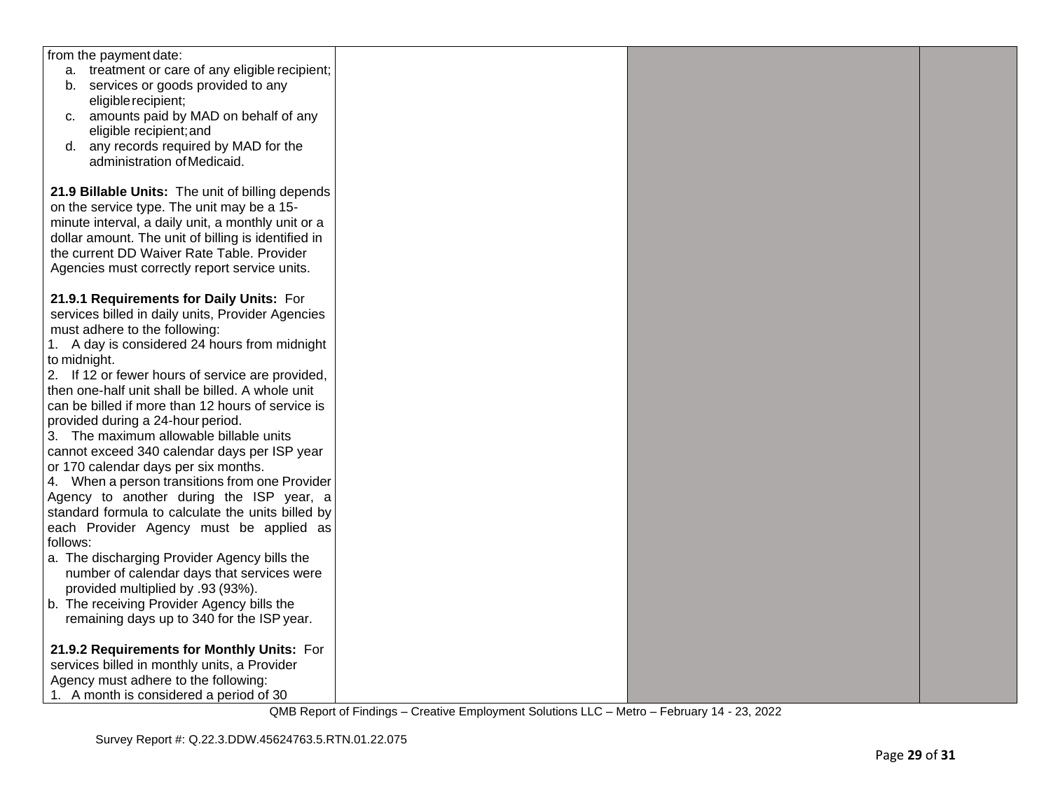| | | | |
|---|---|---|---|
| from the payment date:<br>a. treatment or care of any eligible recipient;<br>b. services or goods provided to any eligible recipient;<br>c. amounts paid by MAD on behalf of any eligible recipient; and<br>d. any records required by MAD for the administration of Medicaid.<br><br>**21.9 Billable Units:** The unit of billing depends on the service type. The unit may be a 15-minute interval, a daily unit, a monthly unit or a dollar amount. The unit of billing is identified in the current DD Waiver Rate Table. Provider Agencies must correctly report service units.<br><br>**21.9.1 Requirements for Daily Units:** For services billed in daily units, Provider Agencies must adhere to the following:<br>1. A day is considered 24 hours from midnight to midnight.<br>2. If 12 or fewer hours of service are provided, then one-half unit shall be billed. A whole unit can be billed if more than 12 hours of service is provided during a 24-hour period.<br>3. The maximum allowable billable units cannot exceed 340 calendar days per ISP year or 170 calendar days per six months.<br>4. When a person transitions from one Provider Agency to another during the ISP year, a standard formula to calculate the units billed by each Provider Agency must be applied as follows:<br>a. The discharging Provider Agency bills the number of calendar days that services were provided multiplied by .93 (93%).<br>b. The receiving Provider Agency bills the remaining days up to 340 for the ISP year.<br><br>**21.9.2 Requirements for Monthly Units:** For services billed in monthly units, a Provider Agency must adhere to the following:<br>1. A month is considered a period of 30 | | | |

QMB Report of Findings – Creative Employment Solutions LLC – Metro – February 14 - 23, 2022

Survey Report #: Q.22.3.DDW.45624763.5.RTN.01.22.075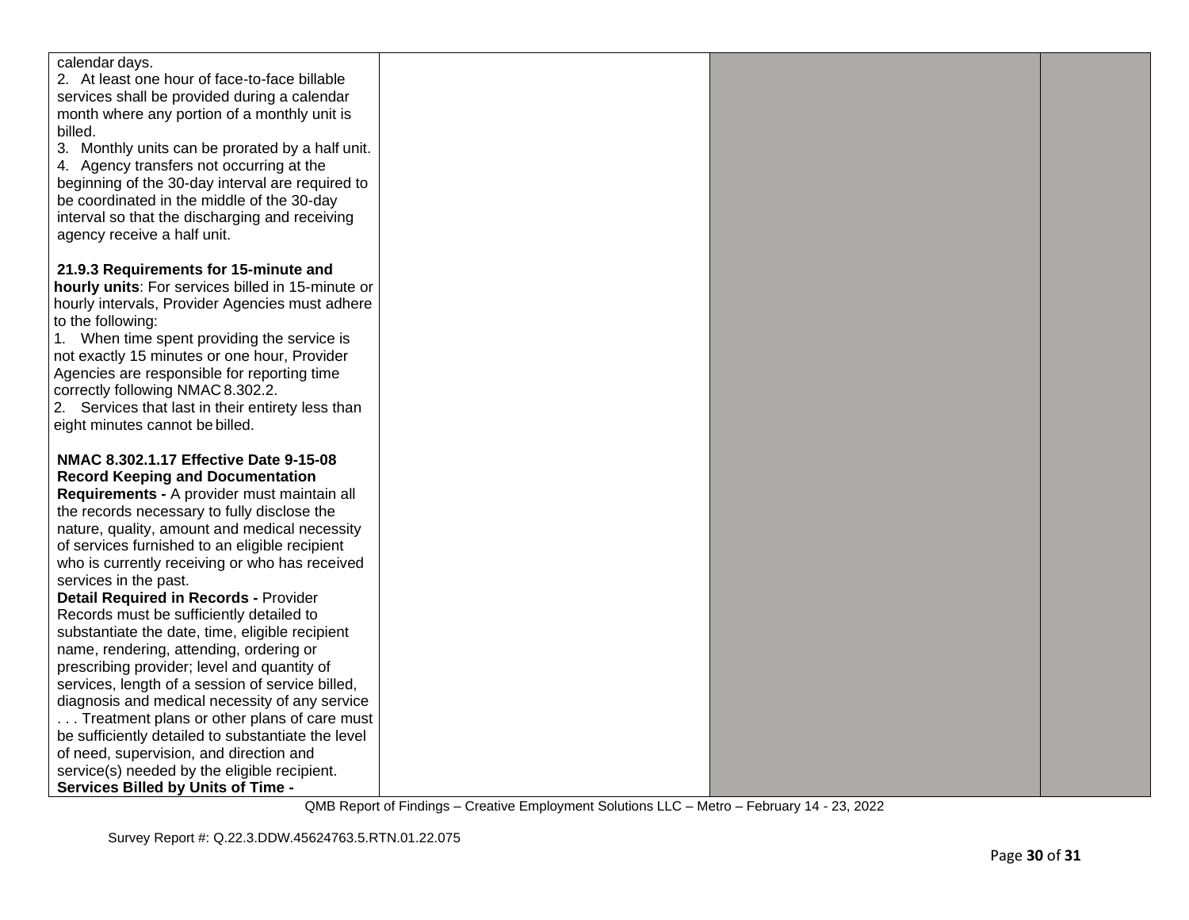| | | | |
|---|---|---|---|
| calendar days.<br>2. At least one hour of face-to-face billable services shall be provided during a calendar month where any portion of a monthly unit is billed.<br>3. Monthly units can be prorated by a half unit.<br>4. Agency transfers not occurring at the beginning of the 30-day interval are required to be coordinated in the middle of the 30-day interval so that the discharging and receiving agency receive a half unit.<br><br>**21.9.3 Requirements for 15-minute and hourly units**: For services billed in 15-minute or hourly intervals, Provider Agencies must adhere to the following:<br>1. When time spent providing the service is not exactly 15 minutes or one hour, Provider Agencies are responsible for reporting time correctly following NMAC 8.302.2.<br>2. Services that last in their entirety less than eight minutes cannot be billed.<br><br>**NMAC 8.302.1.17 Effective Date 9-15-08 Record Keeping and Documentation Requirements -** A provider must maintain all the records necessary to fully disclose the nature, quality, amount and medical necessity of services furnished to an eligible recipient who is currently receiving or who has received services in the past.<br>**Detail Required in Records -** Provider Records must be sufficiently detailed to substantiate the date, time, eligible recipient name, rendering, attending, ordering or prescribing provider; level and quantity of services, length of a session of service billed, diagnosis and medical necessity of any service . . . Treatment plans or other plans of care must be sufficiently detailed to substantiate the level of need, supervision, and direction and service(s) needed by the eligible recipient.<br>**Services Billed by Units of Time -** | | | |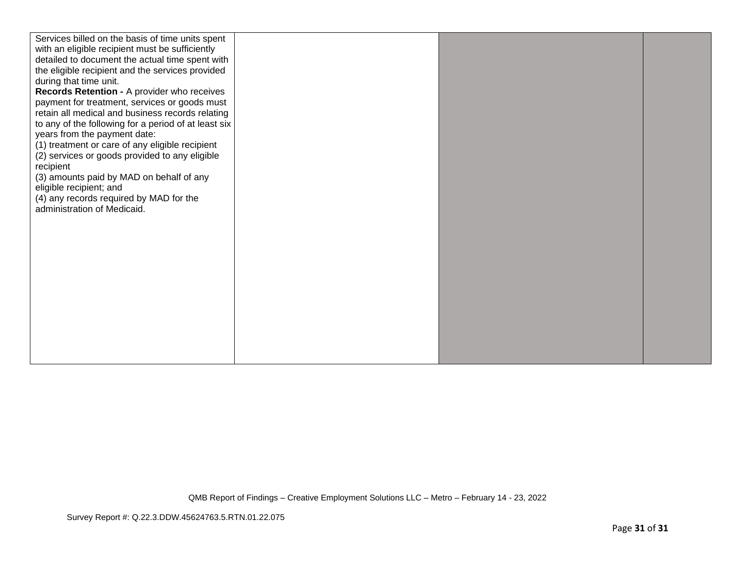| | | | |
|---|---|---|---|
| Services billed on the basis of time units spent with an eligible recipient must be sufficiently detailed to document the actual time spent with the eligible recipient and the services provided during that time unit.<br>**Records Retention -** A provider who receives payment for treatment, services or goods must retain all medical and business records relating to any of the following for a period of at least six years from the payment date:<br>(1) treatment or care of any eligible recipient<br>(2) services or goods provided to any eligible recipient<br>(3) amounts paid by MAD on behalf of any eligible recipient; and<br>(4) any records required by MAD for the administration of Medicaid. | | | |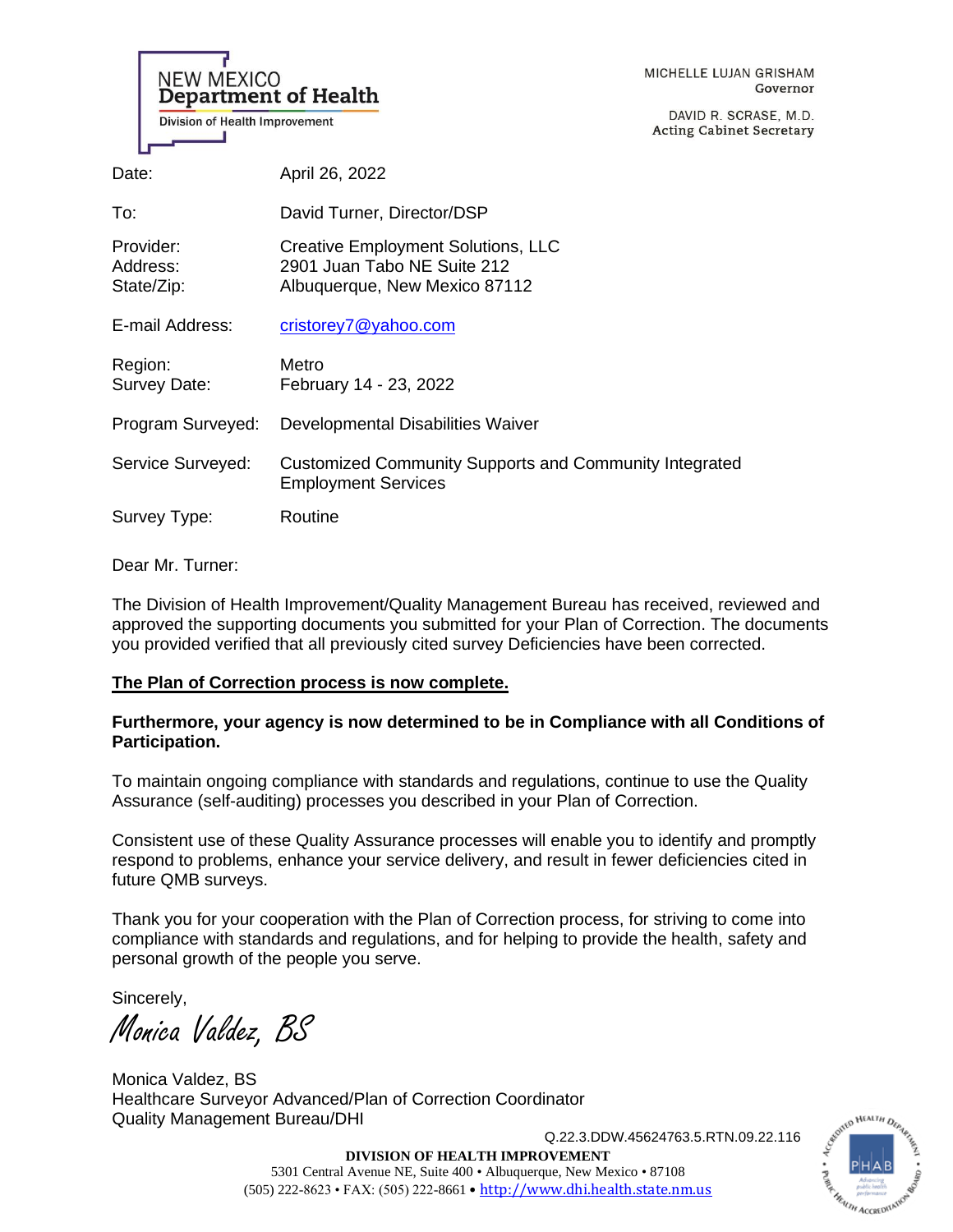NEW MEXICO
**Department of Health**
Division of Health Improvement

MICHELLE LUJAN GRISHAM
Governor

DAVID R. SCRASE, M.D.
Acting Cabinet Secretary

| | |
|---|---|
| Date: | April 26, 2022 |
| To: | David Turner, Director/DSP |
| Provider:<br>Address:<br>State/Zip: | Creative Employment Solutions, LLC<br>2901 Juan Tabo NE Suite 212<br>Albuquerque, New Mexico 87112 |
| E-mail Address: | cristorey7@yahoo.com |
| Region:<br>Survey Date: | Metro<br>February 14 - 23, 2022 |
| Program Surveyed: | Developmental Disabilities Waiver |
| Service Surveyed: | Customized Community Supports and Community Integrated Employment Services |
| Survey Type: | Routine |

Dear Mr. Turner:

The Division of Health Improvement/Quality Management Bureau has received, reviewed and approved the supporting documents you submitted for your Plan of Correction. The documents you provided verified that all previously cited survey Deficiencies have been corrected.

**The Plan of Correction process is now complete.**

**Furthermore, your agency is now determined to be in Compliance with all Conditions of Participation.**

To maintain ongoing compliance with standards and regulations, continue to use the Quality Assurance (self-auditing) processes you described in your Plan of Correction.

Consistent use of these Quality Assurance processes will enable you to identify and promptly respond to problems, enhance your service delivery, and result in fewer deficiencies cited in future QMB surveys.

Thank you for your cooperation with the Plan of Correction process, for striving to come into compliance with standards and regulations, and for helping to provide the health, safety and personal growth of the people you serve.

Sincerely,

*Monica Valdez, BS*

Monica Valdez, BS
Healthcare Surveyor Advanced/Plan of Correction Coordinator
Quality Management Bureau/DHI

Q.22.3.DDW.45624763.5.RTN.09.22.116

**DIVISION OF HEALTH IMPROVEMENT**
5301 Central Avenue NE, Suite 400 • Albuquerque, New Mexico • 87108
(505) 222-8623 • FAX: (505) 222-8661 • http://www.dhi.health.state.nm.us